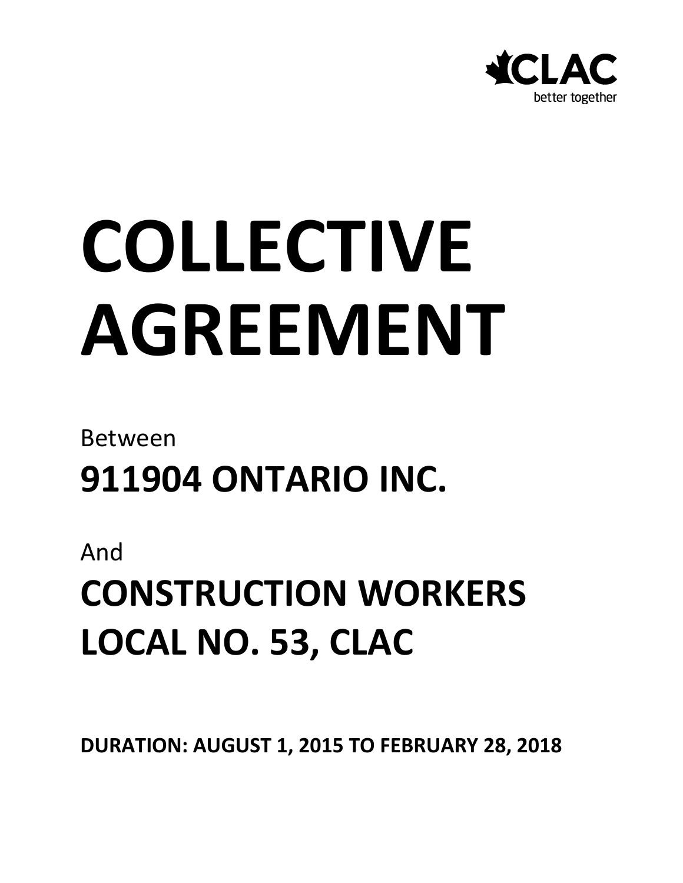CLAC
better together

# COLLECTIVE AGREEMENT

Between

## 911904 ONTARIO INC.

And

## CONSTRUCTION WORKERS LOCAL NO. 53, CLAC

**DURATION: AUGUST 1, 2015 TO FEBRUARY 28, 2018**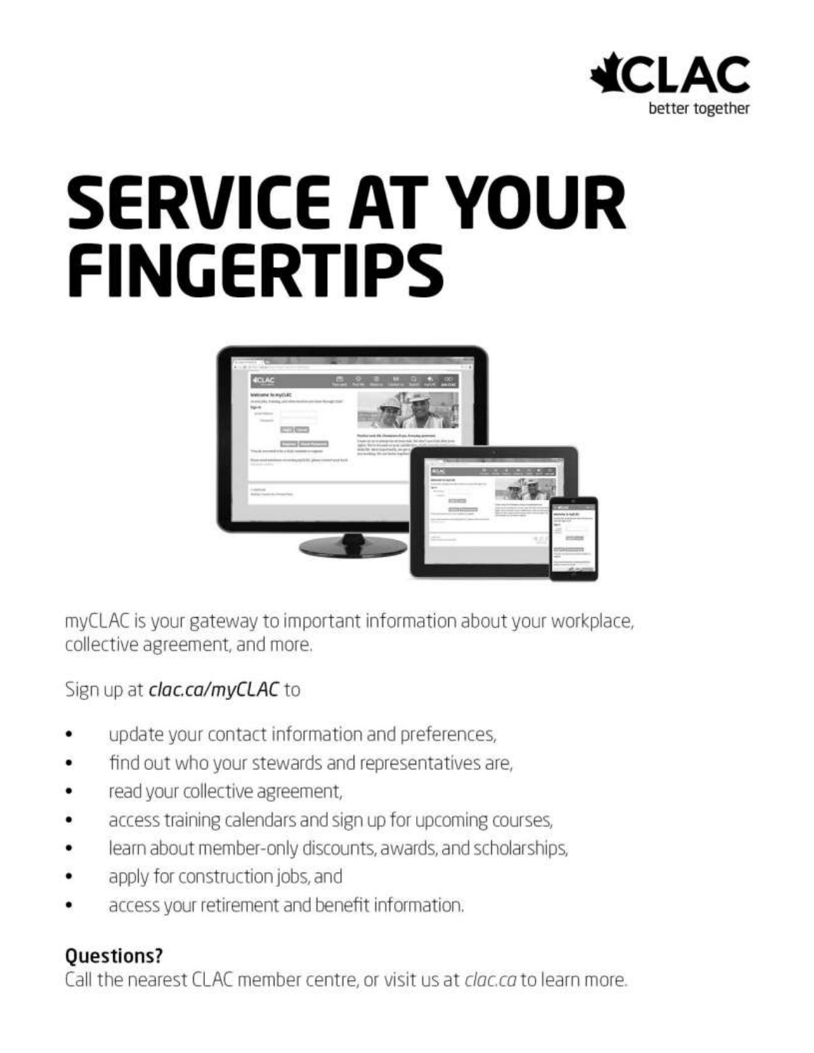CLAC

better together

# SERVICE AT YOUR FINGERTIPS

myCLAC is your gateway to important information about your workplace, collective agreement, and more.

Sign up at *clac.ca/myCLAC* to

- update your contact information and preferences,
- find out who your stewards and representatives are,
- read your collective agreement,
- access training calendars and sign up for upcoming courses,
- learn about member-only discounts, awards, and scholarships,
- apply for construction jobs, and
- access your retirement and benefit information.

## Questions?

Call the nearest CLAC member centre, or visit us at *clac.ca* to learn more.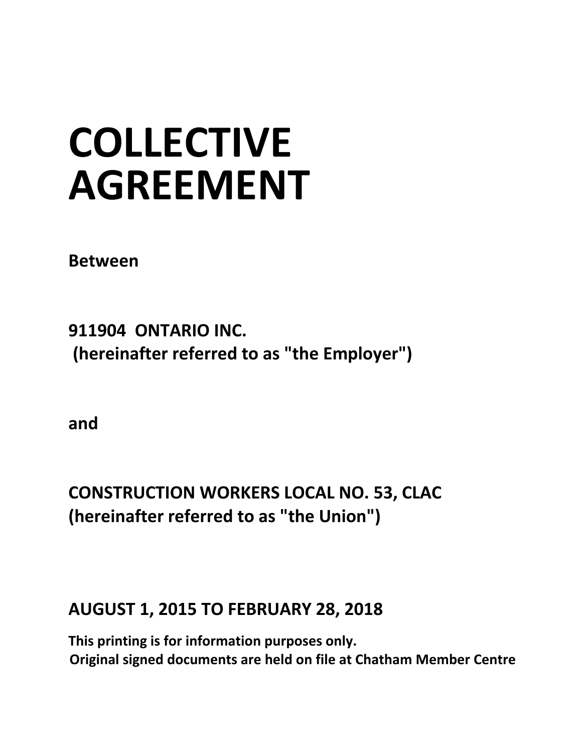# COLLECTIVE AGREEMENT

**Between**

**911904 ONTARIO INC.**
**(hereinafter referred to as "the Employer")**

**and**

**CONSTRUCTION WORKERS LOCAL NO. 53, CLAC**
**(hereinafter referred to as "the Union")**

**AUGUST 1, 2015 TO FEBRUARY 28, 2018**

**This printing is for information purposes only.**
**Original signed documents are held on file at Chatham Member Centre**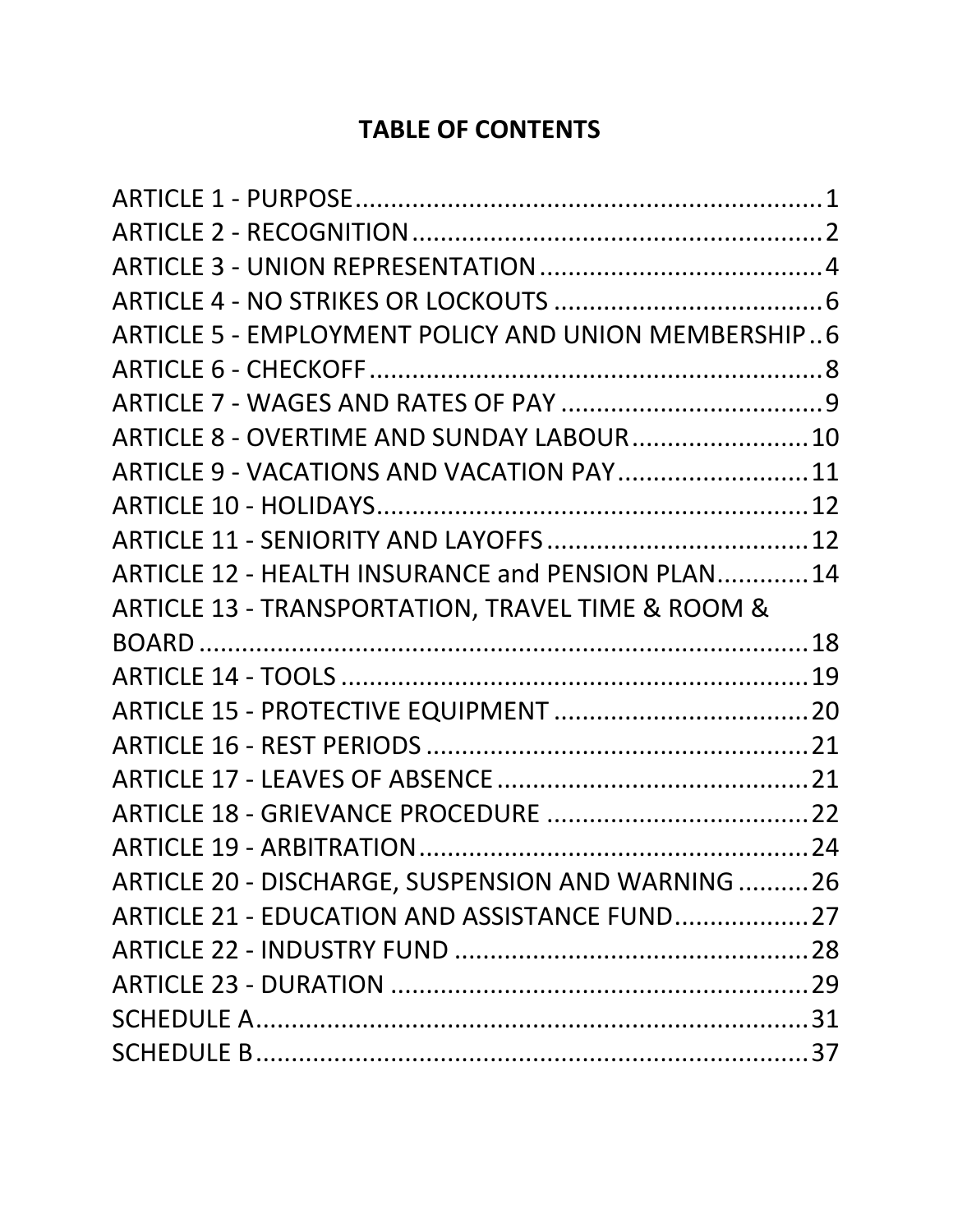# TABLE OF CONTENTS

ARTICLE 1 - PURPOSE....................................................................1
ARTICLE 2 - RECOGNITION...........................................................2
ARTICLE 3 - UNION REPRESENTATION........................................4
ARTICLE 4 - NO STRIKES OR LOCKOUTS.......................................6
ARTICLE 5 - EMPLOYMENT POLICY AND UNION MEMBERSHIP..6
ARTICLE 6 - CHECKOFF.................................................................8
ARTICLE 7 - WAGES AND RATES OF PAY.......................................9
ARTICLE 8 - OVERTIME AND SUNDAY LABOUR.........................10
ARTICLE 9 - VACATIONS AND VACATION PAY...........................11
ARTICLE 10 - HOLIDAYS.............................................................12
ARTICLE 11 - SENIORITY AND LAYOFFS.....................................12
ARTICLE 12 - HEALTH INSURANCE and PENSION PLAN............14
ARTICLE 13 - TRANSPORTATION, TRAVEL TIME & ROOM & BOARD.........................................................................................18
ARTICLE 14 - TOOLS...................................................................19
ARTICLE 15 - PROTECTIVE EQUIPMENT....................................20
ARTICLE 16 - REST PERIODS.......................................................21
ARTICLE 17 - LEAVES OF ABSENCE.............................................21
ARTICLE 18 - GRIEVANCE PROCEDURE......................................22
ARTICLE 19 - ARBITRATION........................................................24
ARTICLE 20 - DISCHARGE, SUSPENSION AND WARNING..........26
ARTICLE 21 - EDUCATION AND ASSISTANCE FUND...................27
ARTICLE 22 - INDUSTRY FUND....................................................28
ARTICLE 23 - DURATION.............................................................29
SCHEDULE A.................................................................................31
SCHEDULE B.................................................................................37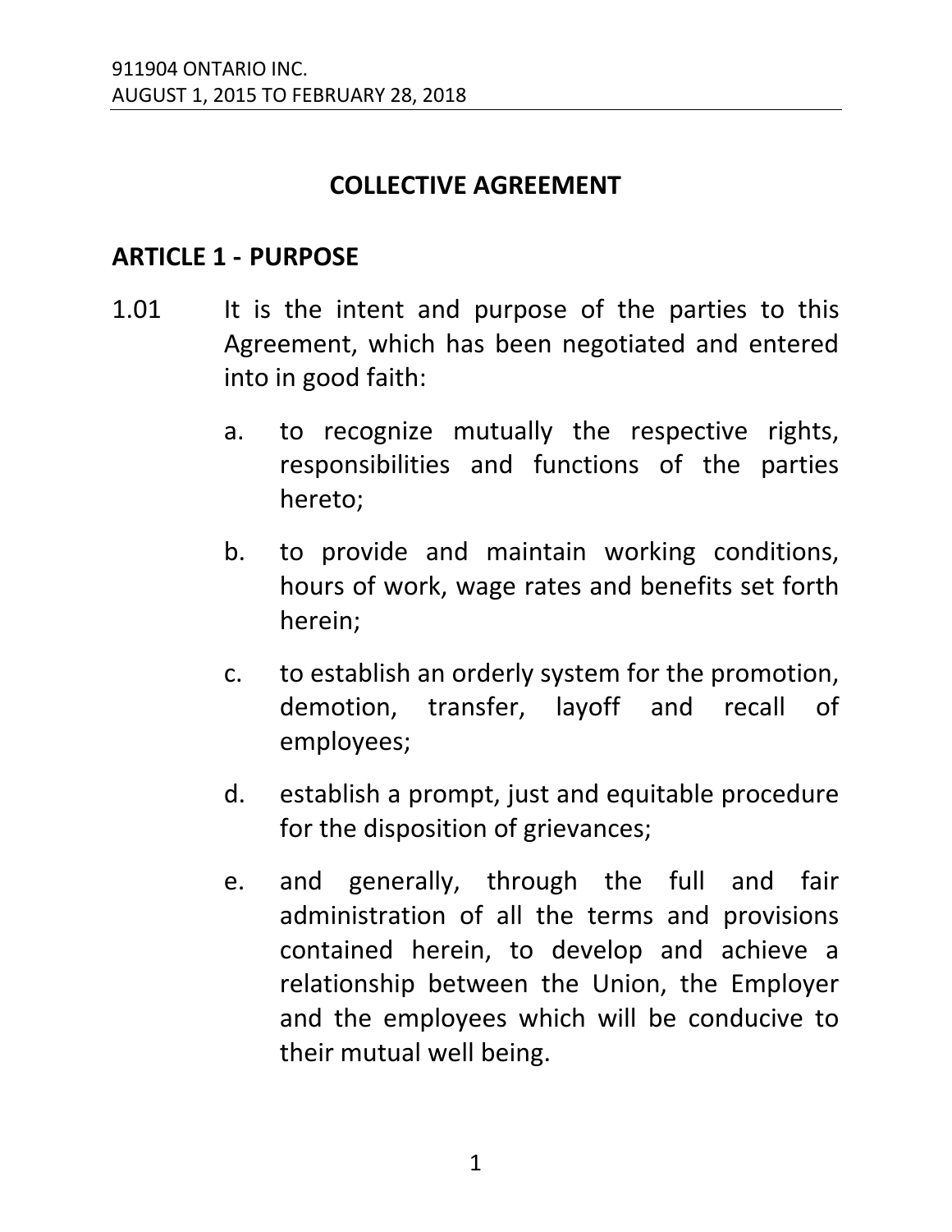# COLLECTIVE AGREEMENT

## ARTICLE 1 - PURPOSE

1.01 It is the intent and purpose of the parties to this Agreement, which has been negotiated and entered into in good faith:

a. to recognize mutually the respective rights, responsibilities and functions of the parties hereto;

b. to provide and maintain working conditions, hours of work, wage rates and benefits set forth herein;

c. to establish an orderly system for the promotion, demotion, transfer, layoff and recall of employees;

d. establish a prompt, just and equitable procedure for the disposition of grievances;

e. and generally, through the full and fair administration of all the terms and provisions contained herein, to develop and achieve a relationship between the Union, the Employer and the employees which will be conducive to their mutual well being.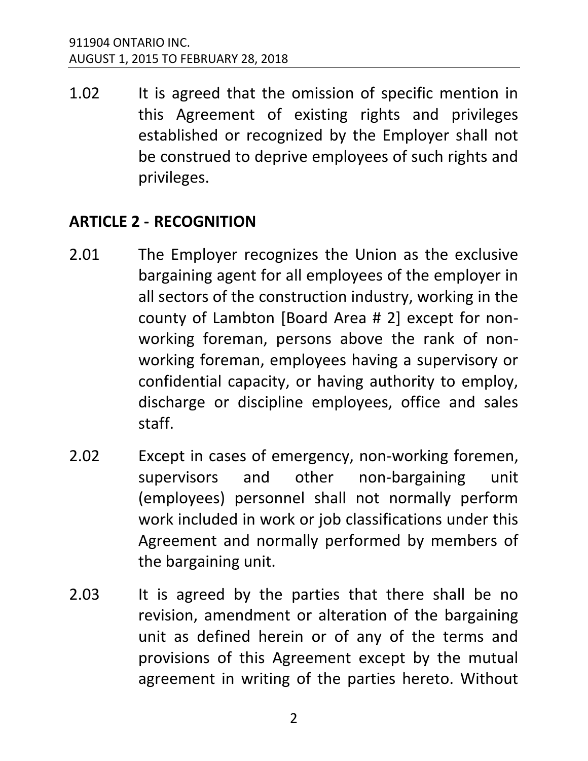1.02 It is agreed that the omission of specific mention in this Agreement of existing rights and privileges established or recognized by the Employer shall not be construed to deprive employees of such rights and privileges.

## ARTICLE 2 - RECOGNITION

2.01 The Employer recognizes the Union as the exclusive bargaining agent for all employees of the employer in all sectors of the construction industry, working in the county of Lambton [Board Area # 2] except for non-working foreman, persons above the rank of non-working foreman, employees having a supervisory or confidential capacity, or having authority to employ, discharge or discipline employees, office and sales staff.

2.02 Except in cases of emergency, non-working foremen, supervisors and other non-bargaining unit (employees) personnel shall not normally perform work included in work or job classifications under this Agreement and normally performed by members of the bargaining unit.

2.03 It is agreed by the parties that there shall be no revision, amendment or alteration of the bargaining unit as defined herein or of any of the terms and provisions of this Agreement except by the mutual agreement in writing of the parties hereto. Without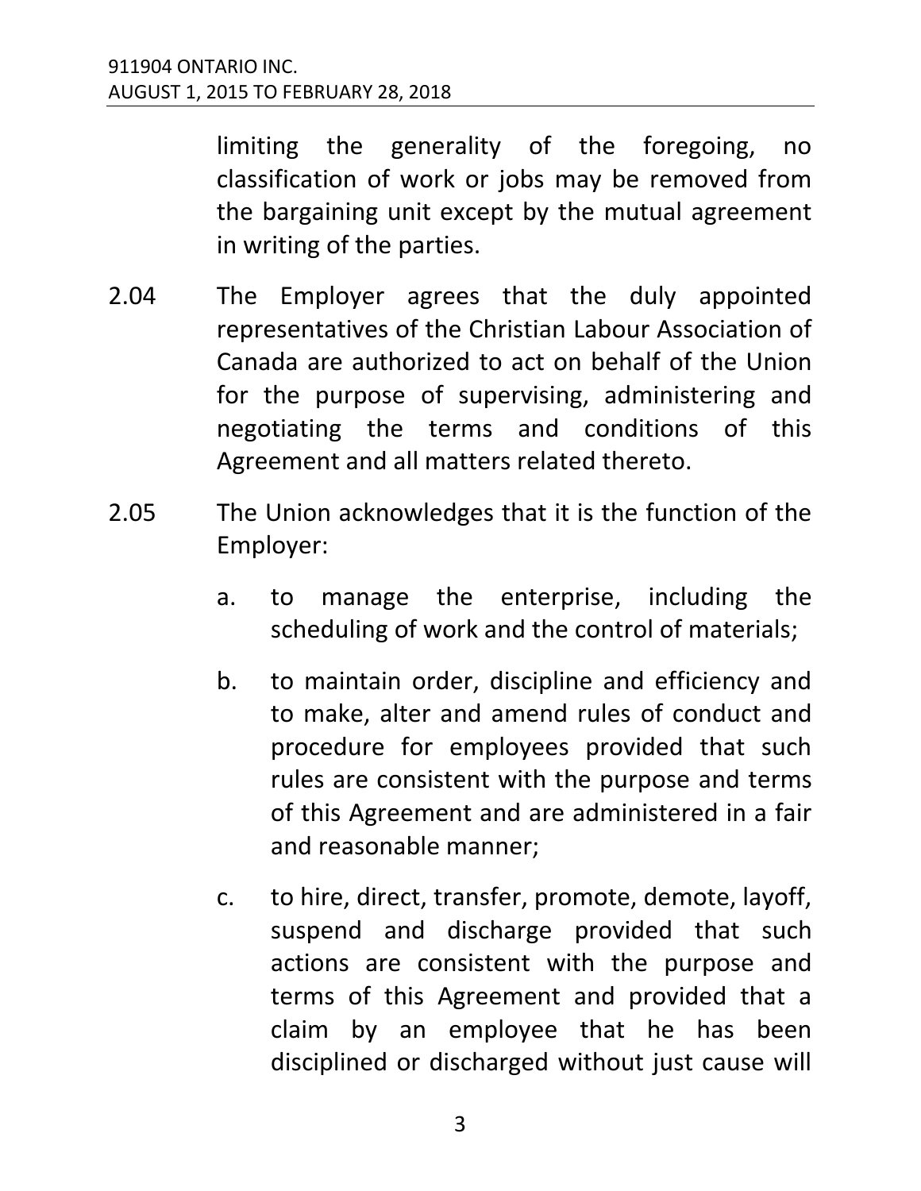limiting the generality of the foregoing, no classification of work or jobs may be removed from the bargaining unit except by the mutual agreement in writing of the parties.

2.04 The Employer agrees that the duly appointed representatives of the Christian Labour Association of Canada are authorized to act on behalf of the Union for the purpose of supervising, administering and negotiating the terms and conditions of this Agreement and all matters related thereto.

2.05 The Union acknowledges that it is the function of the Employer:

a. to manage the enterprise, including the scheduling of work and the control of materials;

b. to maintain order, discipline and efficiency and to make, alter and amend rules of conduct and procedure for employees provided that such rules are consistent with the purpose and terms of this Agreement and are administered in a fair and reasonable manner;

c. to hire, direct, transfer, promote, demote, layoff, suspend and discharge provided that such actions are consistent with the purpose and terms of this Agreement and provided that a claim by an employee that he has been disciplined or discharged without just cause will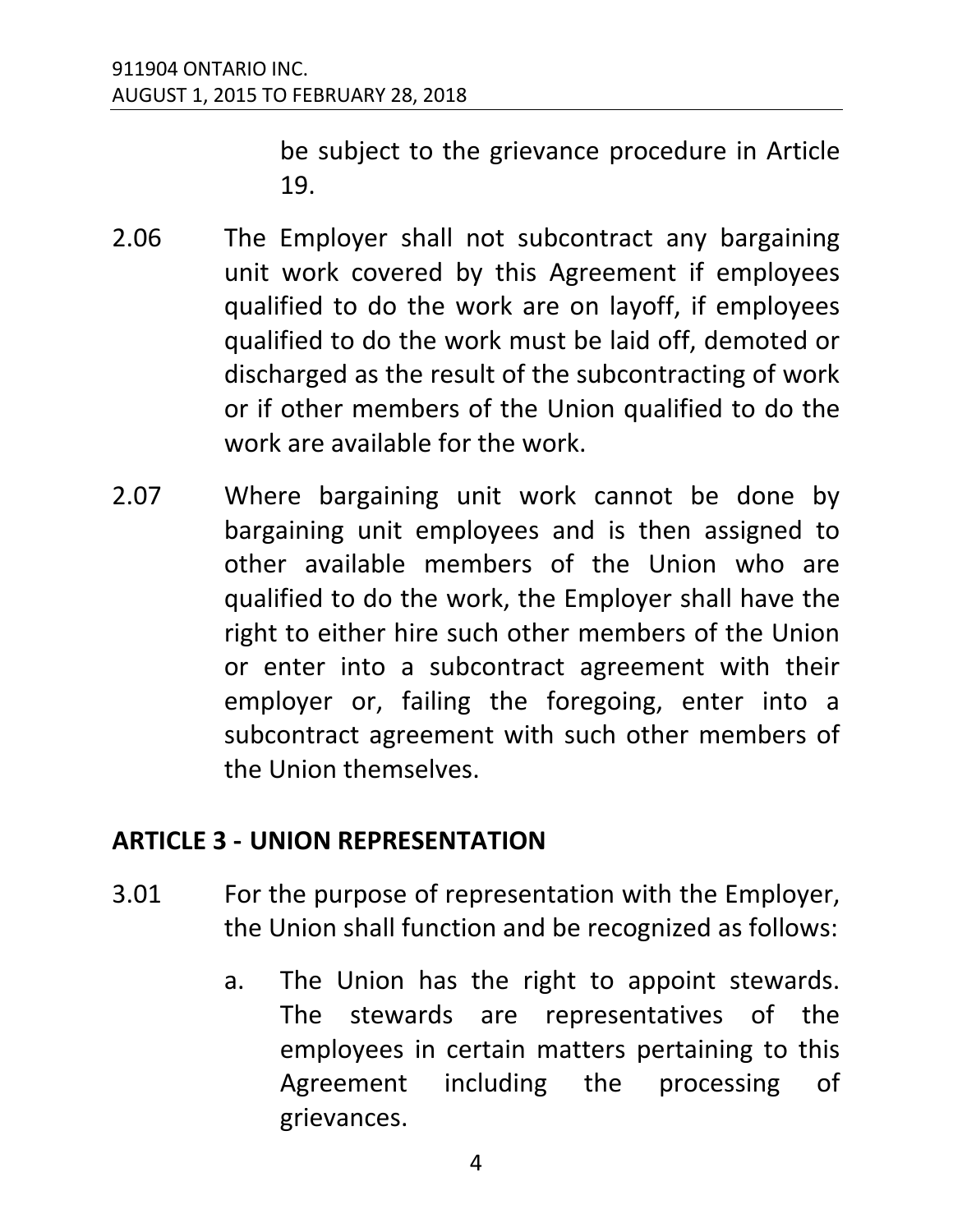be subject to the grievance procedure in Article 19.

2.06 The Employer shall not subcontract any bargaining unit work covered by this Agreement if employees qualified to do the work are on layoff, if employees qualified to do the work must be laid off, demoted or discharged as the result of the subcontracting of work or if other members of the Union qualified to do the work are available for the work.

2.07 Where bargaining unit work cannot be done by bargaining unit employees and is then assigned to other available members of the Union who are qualified to do the work, the Employer shall have the right to either hire such other members of the Union or enter into a subcontract agreement with their employer or, failing the foregoing, enter into a subcontract agreement with such other members of the Union themselves.

## ARTICLE 3 - UNION REPRESENTATION

3.01 For the purpose of representation with the Employer, the Union shall function and be recognized as follows:

a. The Union has the right to appoint stewards. The stewards are representatives of the employees in certain matters pertaining to this Agreement including the processing of grievances.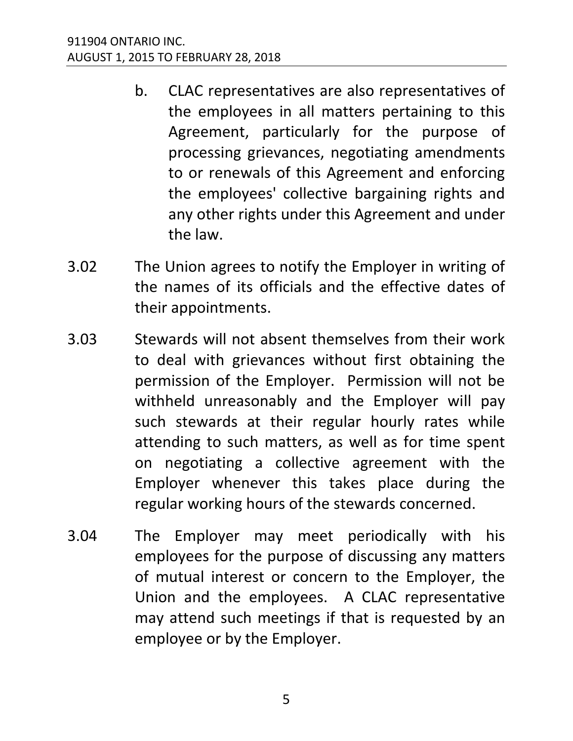b. CLAC representatives are also representatives of the employees in all matters pertaining to this Agreement, particularly for the purpose of processing grievances, negotiating amendments to or renewals of this Agreement and enforcing the employees' collective bargaining rights and any other rights under this Agreement and under the law.

3.02 The Union agrees to notify the Employer in writing of the names of its officials and the effective dates of their appointments.

3.03 Stewards will not absent themselves from their work to deal with grievances without first obtaining the permission of the Employer. Permission will not be withheld unreasonably and the Employer will pay such stewards at their regular hourly rates while attending to such matters, as well as for time spent on negotiating a collective agreement with the Employer whenever this takes place during the regular working hours of the stewards concerned.

3.04 The Employer may meet periodically with his employees for the purpose of discussing any matters of mutual interest or concern to the Employer, the Union and the employees. A CLAC representative may attend such meetings if that is requested by an employee or by the Employer.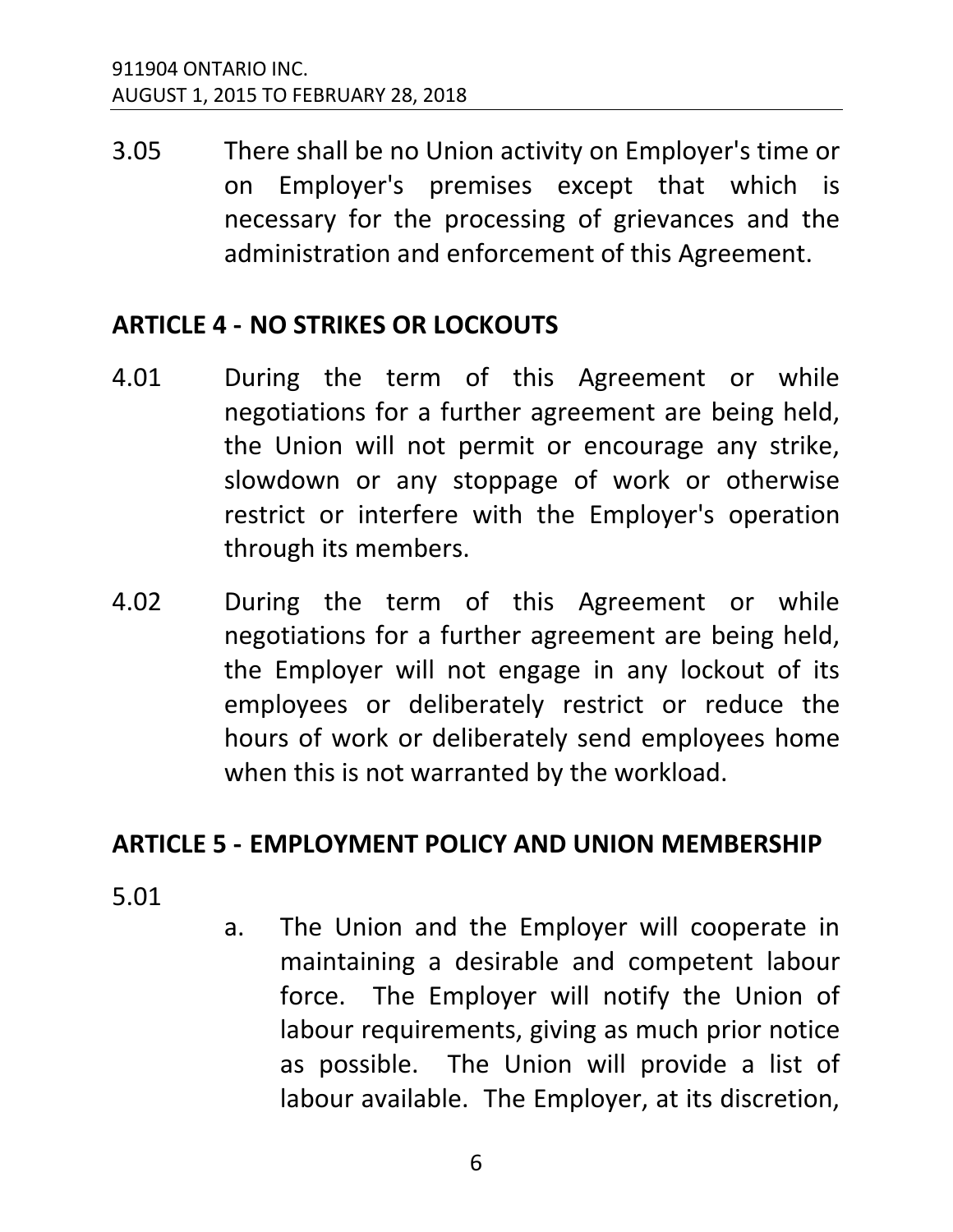3.05 There shall be no Union activity on Employer's time or on Employer's premises except that which is necessary for the processing of grievances and the administration and enforcement of this Agreement.

## ARTICLE 4 - NO STRIKES OR LOCKOUTS

4.01 During the term of this Agreement or while negotiations for a further agreement are being held, the Union will not permit or encourage any strike, slowdown or any stoppage of work or otherwise restrict or interfere with the Employer's operation through its members.

4.02 During the term of this Agreement or while negotiations for a further agreement are being held, the Employer will not engage in any lockout of its employees or deliberately restrict or reduce the hours of work or deliberately send employees home when this is not warranted by the workload.

## ARTICLE 5 - EMPLOYMENT POLICY AND UNION MEMBERSHIP

5.01

a. The Union and the Employer will cooperate in maintaining a desirable and competent labour force. The Employer will notify the Union of labour requirements, giving as much prior notice as possible. The Union will provide a list of labour available. The Employer, at its discretion,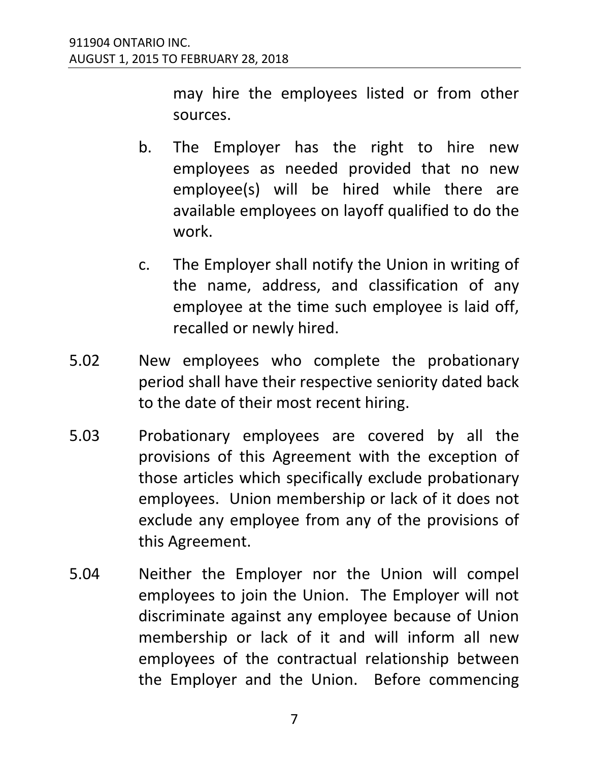may hire the employees listed or from other sources.

b. The Employer has the right to hire new employees as needed provided that no new employee(s) will be hired while there are available employees on layoff qualified to do the work.

c. The Employer shall notify the Union in writing of the name, address, and classification of any employee at the time such employee is laid off, recalled or newly hired.

5.02 New employees who complete the probationary period shall have their respective seniority dated back to the date of their most recent hiring.

5.03 Probationary employees are covered by all the provisions of this Agreement with the exception of those articles which specifically exclude probationary employees. Union membership or lack of it does not exclude any employee from any of the provisions of this Agreement.

5.04 Neither the Employer nor the Union will compel employees to join the Union. The Employer will not discriminate against any employee because of Union membership or lack of it and will inform all new employees of the contractual relationship between the Employer and the Union. Before commencing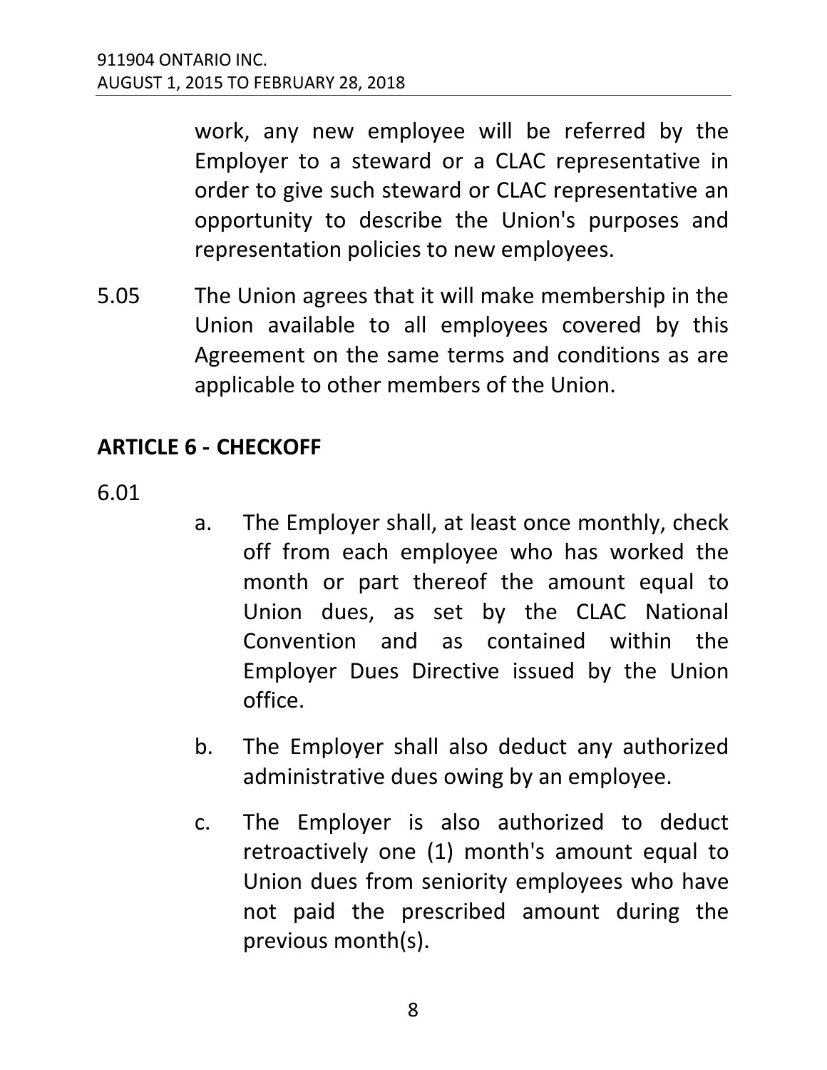work, any new employee will be referred by the Employer to a steward or a CLAC representative in order to give such steward or CLAC representative an opportunity to describe the Union's purposes and representation policies to new employees.

5.05 The Union agrees that it will make membership in the Union available to all employees covered by this Agreement on the same terms and conditions as are applicable to other members of the Union.

## ARTICLE 6 - CHECKOFF

6.01

a. The Employer shall, at least once monthly, check off from each employee who has worked the month or part thereof the amount equal to Union dues, as set by the CLAC National Convention and as contained within the Employer Dues Directive issued by the Union office.

b. The Employer shall also deduct any authorized administrative dues owing by an employee.

c. The Employer is also authorized to deduct retroactively one (1) month's amount equal to Union dues from seniority employees who have not paid the prescribed amount during the previous month(s).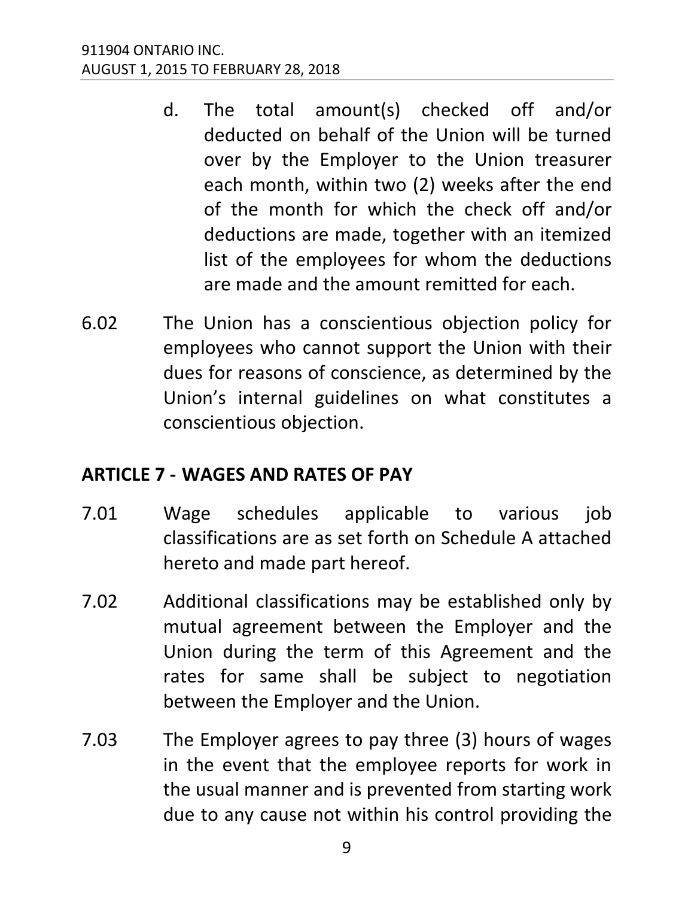d. The total amount(s) checked off and/or deducted on behalf of the Union will be turned over by the Employer to the Union treasurer each month, within two (2) weeks after the end of the month for which the check off and/or deductions are made, together with an itemized list of the employees for whom the deductions are made and the amount remitted for each.

6.02 The Union has a conscientious objection policy for employees who cannot support the Union with their dues for reasons of conscience, as determined by the Union's internal guidelines on what constitutes a conscientious objection.

## ARTICLE 7 - WAGES AND RATES OF PAY

7.01 Wage schedules applicable to various job classifications are as set forth on Schedule A attached hereto and made part hereof.

7.02 Additional classifications may be established only by mutual agreement between the Employer and the Union during the term of this Agreement and the rates for same shall be subject to negotiation between the Employer and the Union.

7.03 The Employer agrees to pay three (3) hours of wages in the event that the employee reports for work in the usual manner and is prevented from starting work due to any cause not within his control providing the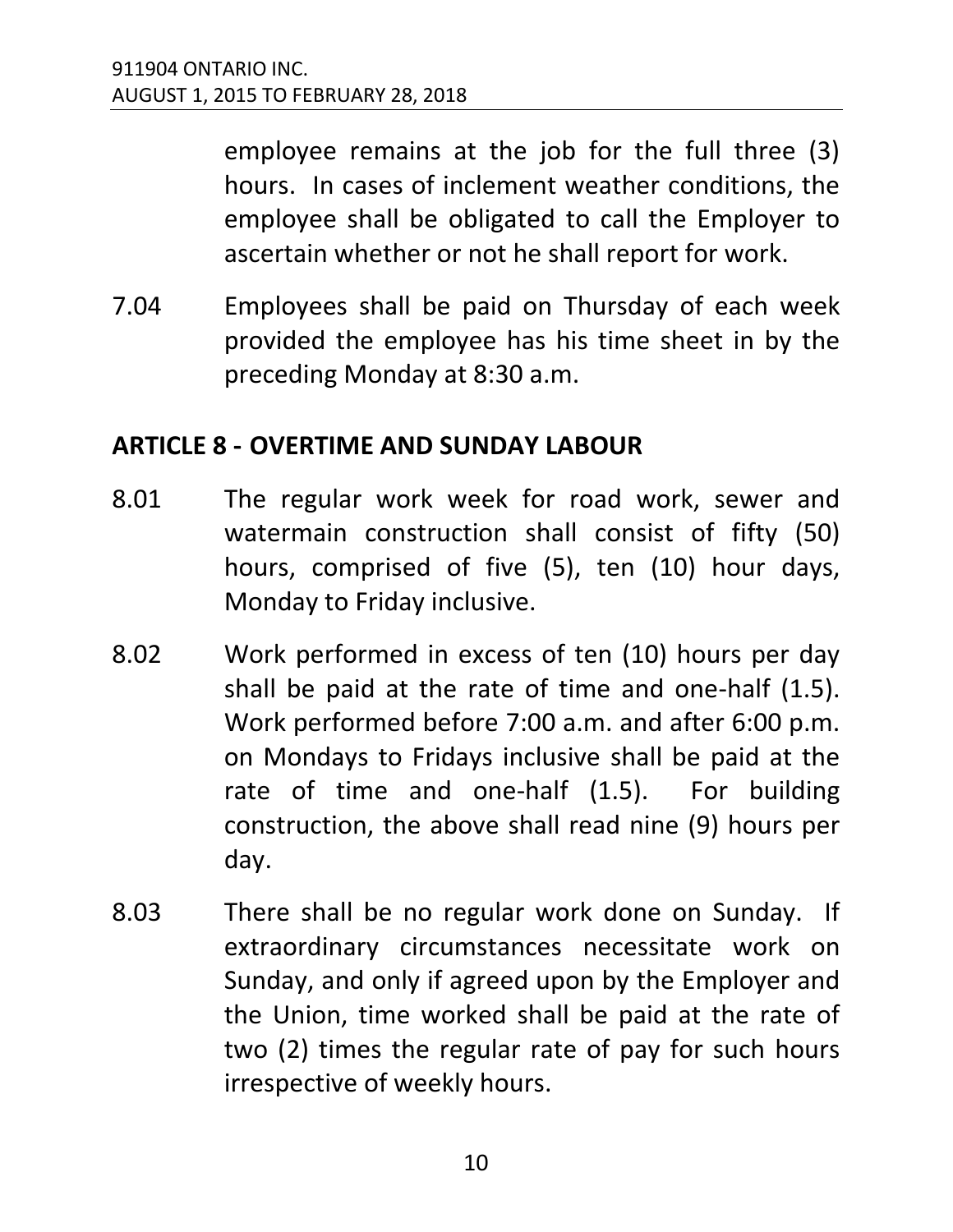employee remains at the job for the full three (3) hours. In cases of inclement weather conditions, the employee shall be obligated to call the Employer to ascertain whether or not he shall report for work.

7.04 Employees shall be paid on Thursday of each week provided the employee has his time sheet in by the preceding Monday at 8:30 a.m.

## ARTICLE 8 - OVERTIME AND SUNDAY LABOUR

8.01 The regular work week for road work, sewer and watermain construction shall consist of fifty (50) hours, comprised of five (5), ten (10) hour days, Monday to Friday inclusive.

8.02 Work performed in excess of ten (10) hours per day shall be paid at the rate of time and one-half (1.5). Work performed before 7:00 a.m. and after 6:00 p.m. on Mondays to Fridays inclusive shall be paid at the rate of time and one-half (1.5). For building construction, the above shall read nine (9) hours per day.

8.03 There shall be no regular work done on Sunday. If extraordinary circumstances necessitate work on Sunday, and only if agreed upon by the Employer and the Union, time worked shall be paid at the rate of two (2) times the regular rate of pay for such hours irrespective of weekly hours.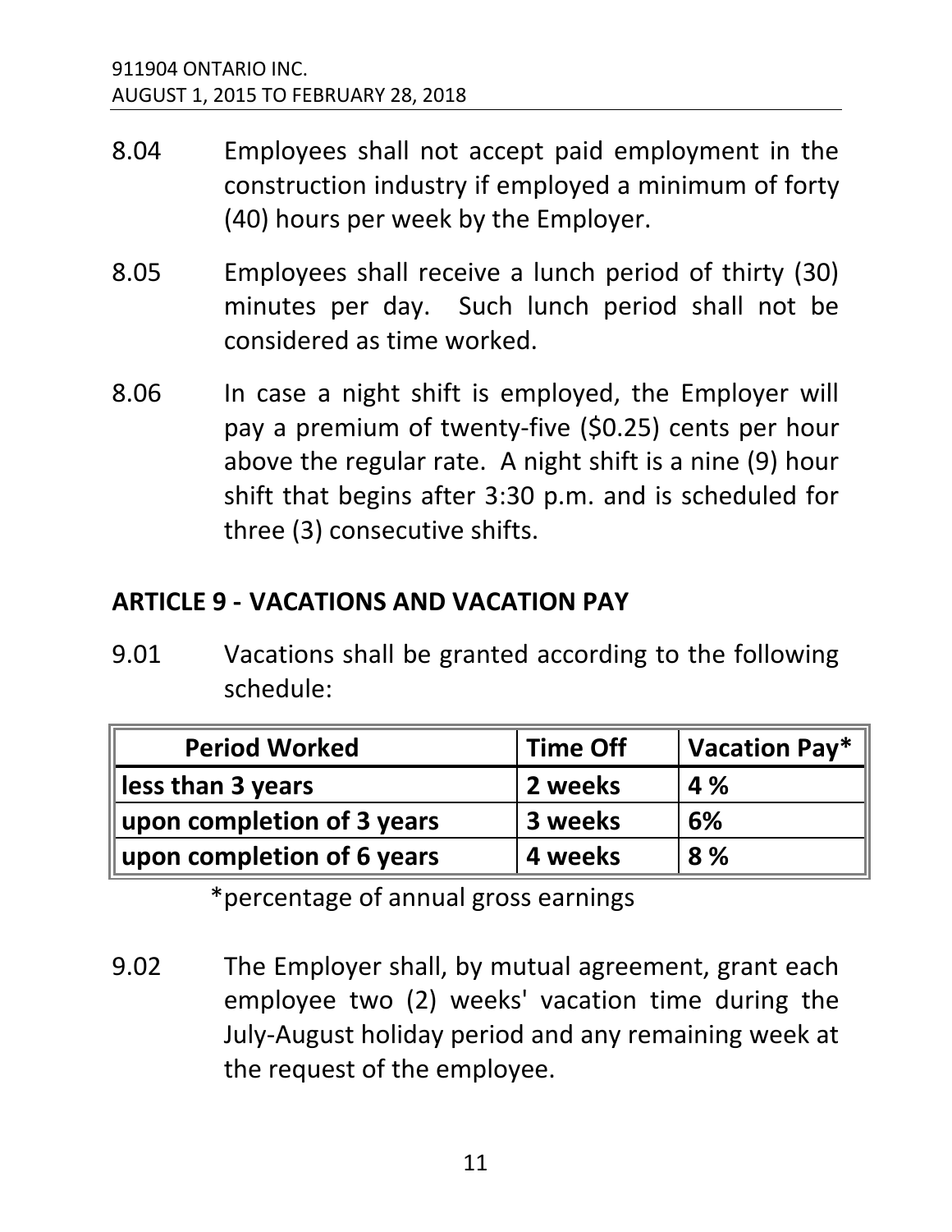8.04 Employees shall not accept paid employment in the construction industry if employed a minimum of forty (40) hours per week by the Employer.

8.05 Employees shall receive a lunch period of thirty (30) minutes per day. Such lunch period shall not be considered as time worked.

8.06 In case a night shift is employed, the Employer will pay a premium of twenty-five ($0.25) cents per hour above the regular rate. A night shift is a nine (9) hour shift that begins after 3:30 p.m. and is scheduled for three (3) consecutive shifts.

## ARTICLE 9 - VACATIONS AND VACATION PAY

9.01 Vacations shall be granted according to the following schedule:

| Period Worked | Time Off | Vacation Pay* |
|---|---|---|
| **less than 3 years** | **2 weeks** | **4 %** |
| **upon completion of 3 years** | **3 weeks** | **6%** |
| **upon completion of 6 years** | **4 weeks** | **8 %** |

*percentage of annual gross earnings

9.02 The Employer shall, by mutual agreement, grant each employee two (2) weeks' vacation time during the July-August holiday period and any remaining week at the request of the employee.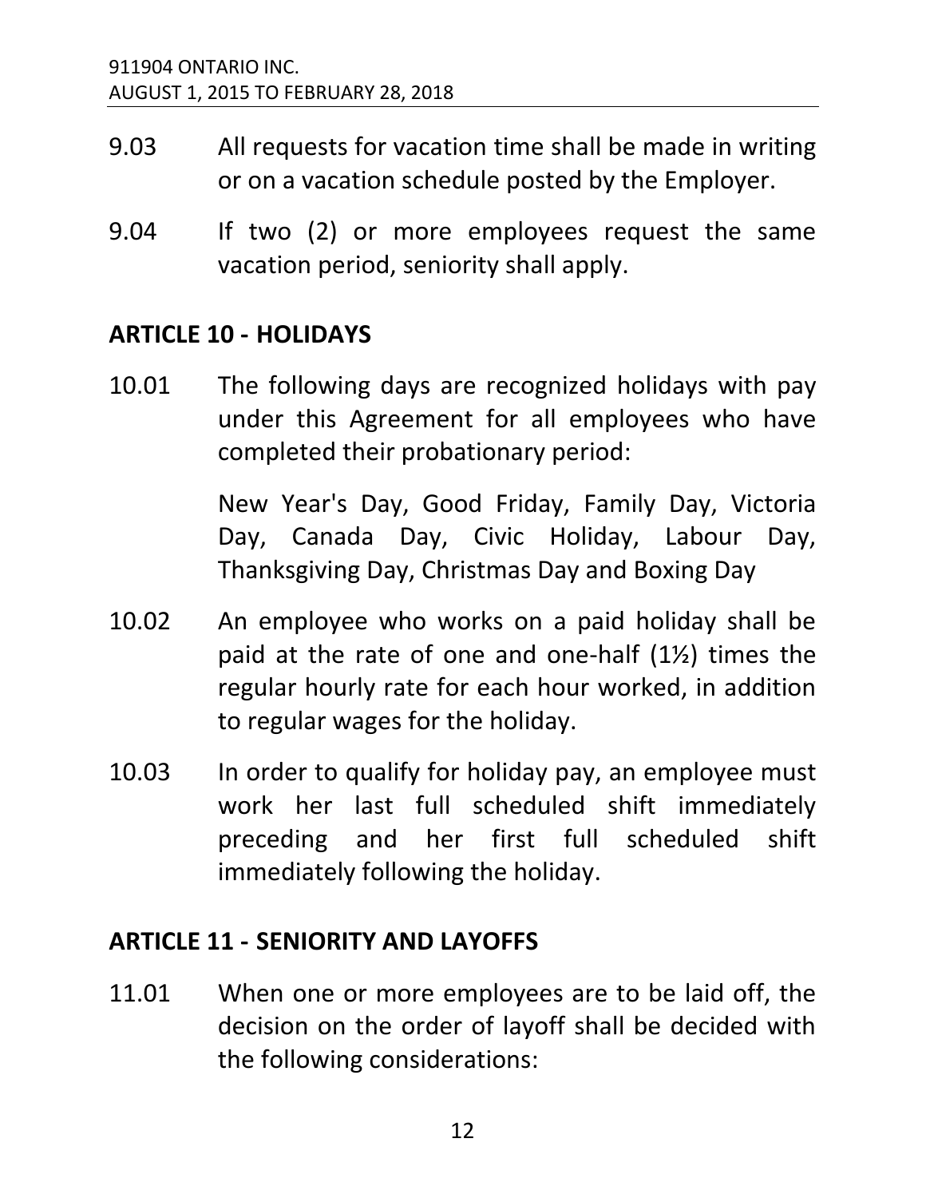9.03 All requests for vacation time shall be made in writing or on a vacation schedule posted by the Employer.

9.04 If two (2) or more employees request the same vacation period, seniority shall apply.

## ARTICLE 10 - HOLIDAYS

10.01 The following days are recognized holidays with pay under this Agreement for all employees who have completed their probationary period:

New Year's Day, Good Friday, Family Day, Victoria Day, Canada Day, Civic Holiday, Labour Day, Thanksgiving Day, Christmas Day and Boxing Day

10.02 An employee who works on a paid holiday shall be paid at the rate of one and one-half (1½) times the regular hourly rate for each hour worked, in addition to regular wages for the holiday.

10.03 In order to qualify for holiday pay, an employee must work her last full scheduled shift immediately preceding and her first full scheduled shift immediately following the holiday.

## ARTICLE 11 - SENIORITY AND LAYOFFS

11.01 When one or more employees are to be laid off, the decision on the order of layoff shall be decided with the following considerations: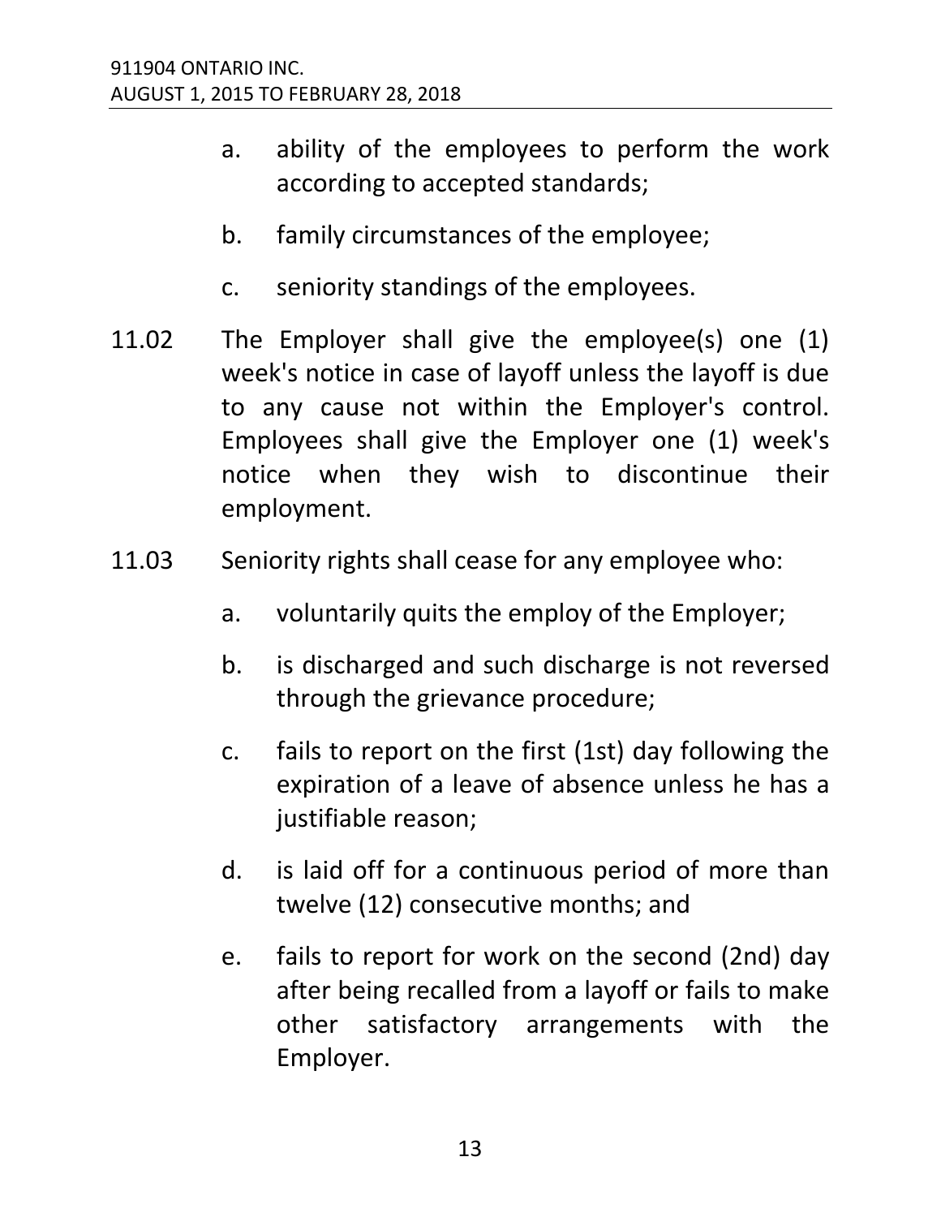a. ability of the employees to perform the work according to accepted standards;

b. family circumstances of the employee;

c. seniority standings of the employees.

11.02 The Employer shall give the employee(s) one (1) week's notice in case of layoff unless the layoff is due to any cause not within the Employer's control. Employees shall give the Employer one (1) week's notice when they wish to discontinue their employment.

11.03 Seniority rights shall cease for any employee who:

a. voluntarily quits the employ of the Employer;

b. is discharged and such discharge is not reversed through the grievance procedure;

c. fails to report on the first (1st) day following the expiration of a leave of absence unless he has a justifiable reason;

d. is laid off for a continuous period of more than twelve (12) consecutive months; and

e. fails to report for work on the second (2nd) day after being recalled from a layoff or fails to make other satisfactory arrangements with the Employer.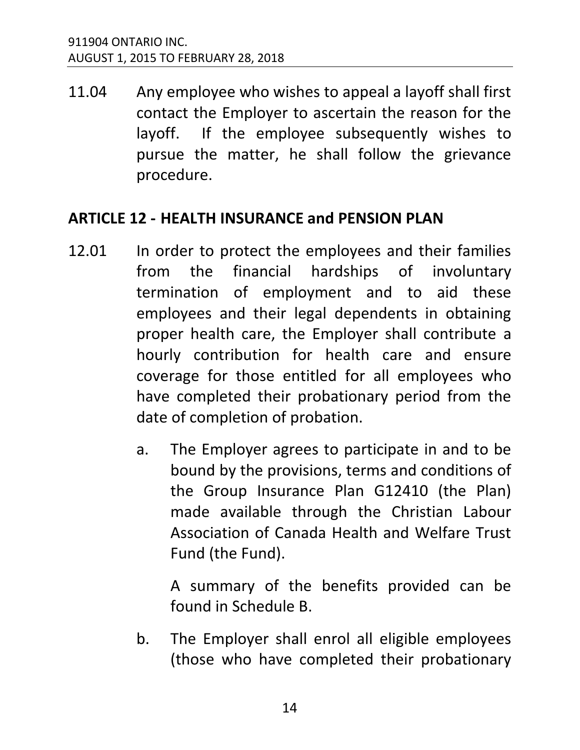11.04 Any employee who wishes to appeal a layoff shall first contact the Employer to ascertain the reason for the layoff. If the employee subsequently wishes to pursue the matter, he shall follow the grievance procedure.

## ARTICLE 12 - HEALTH INSURANCE and PENSION PLAN

12.01 In order to protect the employees and their families from the financial hardships of involuntary termination of employment and to aid these employees and their legal dependents in obtaining proper health care, the Employer shall contribute a hourly contribution for health care and ensure coverage for those entitled for all employees who have completed their probationary period from the date of completion of probation.

a. The Employer agrees to participate in and to be bound by the provisions, terms and conditions of the Group Insurance Plan G12410 (the Plan) made available through the Christian Labour Association of Canada Health and Welfare Trust Fund (the Fund).

   A summary of the benefits provided can be found in Schedule B.

b. The Employer shall enrol all eligible employees (those who have completed their probationary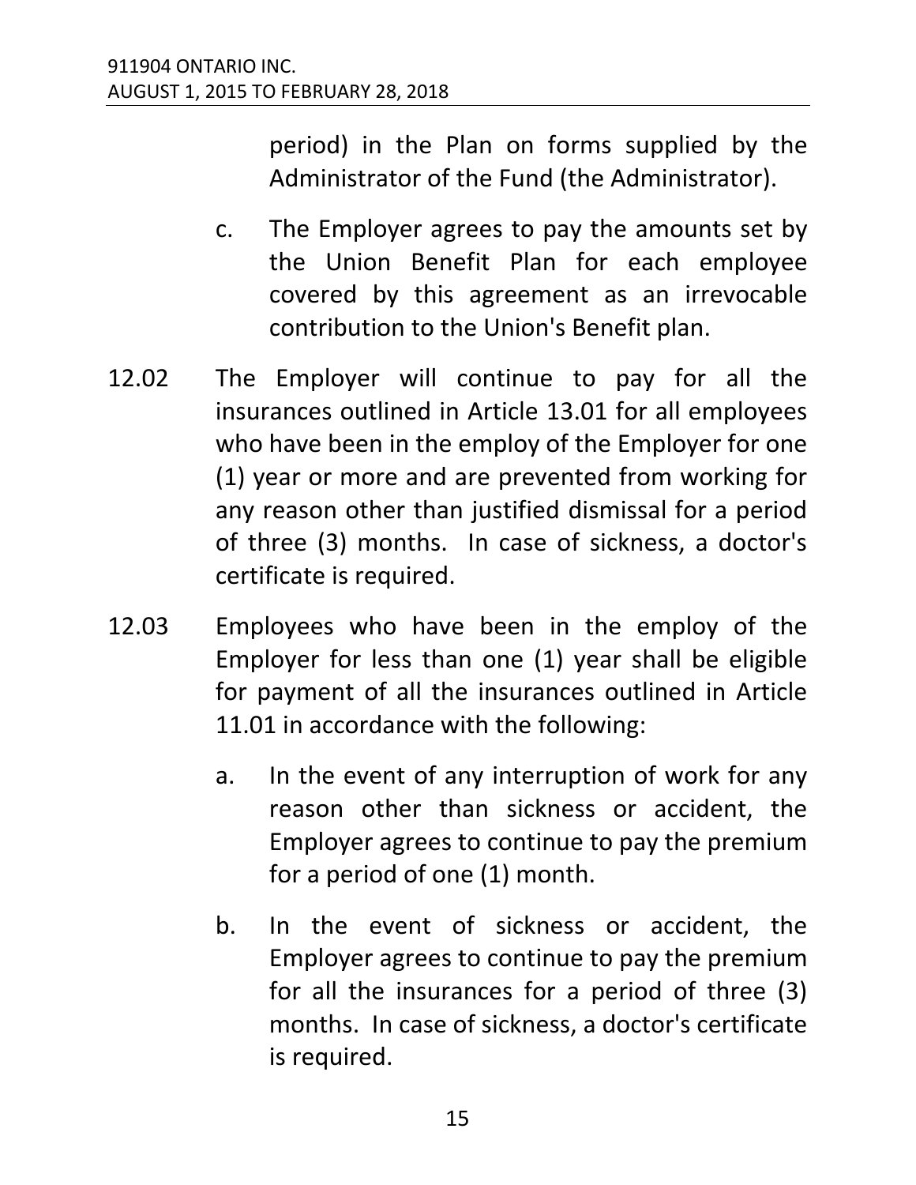period) in the Plan on forms supplied by the Administrator of the Fund (the Administrator).

c. The Employer agrees to pay the amounts set by the Union Benefit Plan for each employee covered by this agreement as an irrevocable contribution to the Union's Benefit plan.

12.02 The Employer will continue to pay for all the insurances outlined in Article 13.01 for all employees who have been in the employ of the Employer for one (1) year or more and are prevented from working for any reason other than justified dismissal for a period of three (3) months. In case of sickness, a doctor's certificate is required.

12.03 Employees who have been in the employ of the Employer for less than one (1) year shall be eligible for payment of all the insurances outlined in Article 11.01 in accordance with the following:

a. In the event of any interruption of work for any reason other than sickness or accident, the Employer agrees to continue to pay the premium for a period of one (1) month.

b. In the event of sickness or accident, the Employer agrees to continue to pay the premium for all the insurances for a period of three (3) months. In case of sickness, a doctor's certificate is required.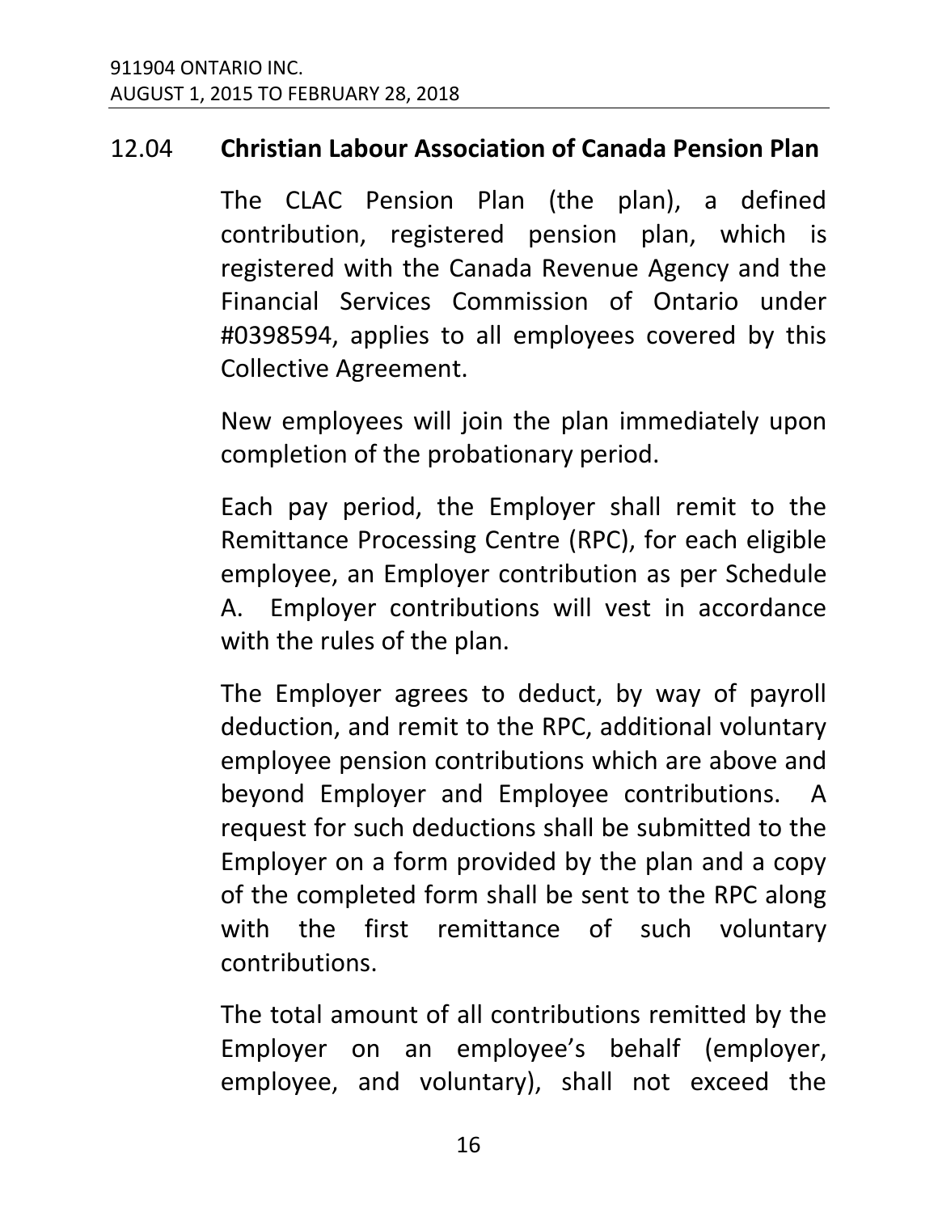### 12.04 **Christian Labour Association of Canada Pension Plan**

The CLAC Pension Plan (the plan), a defined contribution, registered pension plan, which is registered with the Canada Revenue Agency and the Financial Services Commission of Ontario under #0398594, applies to all employees covered by this Collective Agreement.

New employees will join the plan immediately upon completion of the probationary period.

Each pay period, the Employer shall remit to the Remittance Processing Centre (RPC), for each eligible employee, an Employer contribution as per Schedule A. Employer contributions will vest in accordance with the rules of the plan.

The Employer agrees to deduct, by way of payroll deduction, and remit to the RPC, additional voluntary employee pension contributions which are above and beyond Employer and Employee contributions. A request for such deductions shall be submitted to the Employer on a form provided by the plan and a copy of the completed form shall be sent to the RPC along with the first remittance of such voluntary contributions.

The total amount of all contributions remitted by the Employer on an employee's behalf (employer, employee, and voluntary), shall not exceed the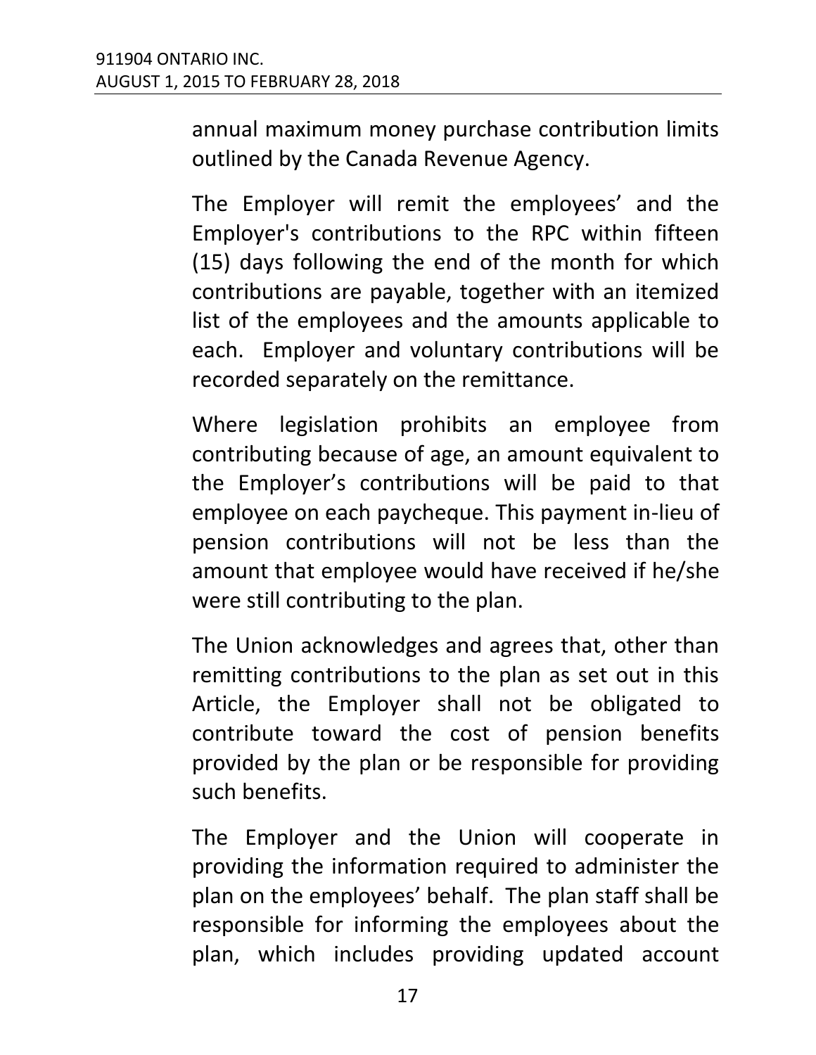annual maximum money purchase contribution limits outlined by the Canada Revenue Agency.

The Employer will remit the employees' and the Employer's contributions to the RPC within fifteen (15) days following the end of the month for which contributions are payable, together with an itemized list of the employees and the amounts applicable to each. Employer and voluntary contributions will be recorded separately on the remittance.

Where legislation prohibits an employee from contributing because of age, an amount equivalent to the Employer's contributions will be paid to that employee on each paycheque. This payment in-lieu of pension contributions will not be less than the amount that employee would have received if he/she were still contributing to the plan.

The Union acknowledges and agrees that, other than remitting contributions to the plan as set out in this Article, the Employer shall not be obligated to contribute toward the cost of pension benefits provided by the plan or be responsible for providing such benefits.

The Employer and the Union will cooperate in providing the information required to administer the plan on the employees' behalf. The plan staff shall be responsible for informing the employees about the plan, which includes providing updated account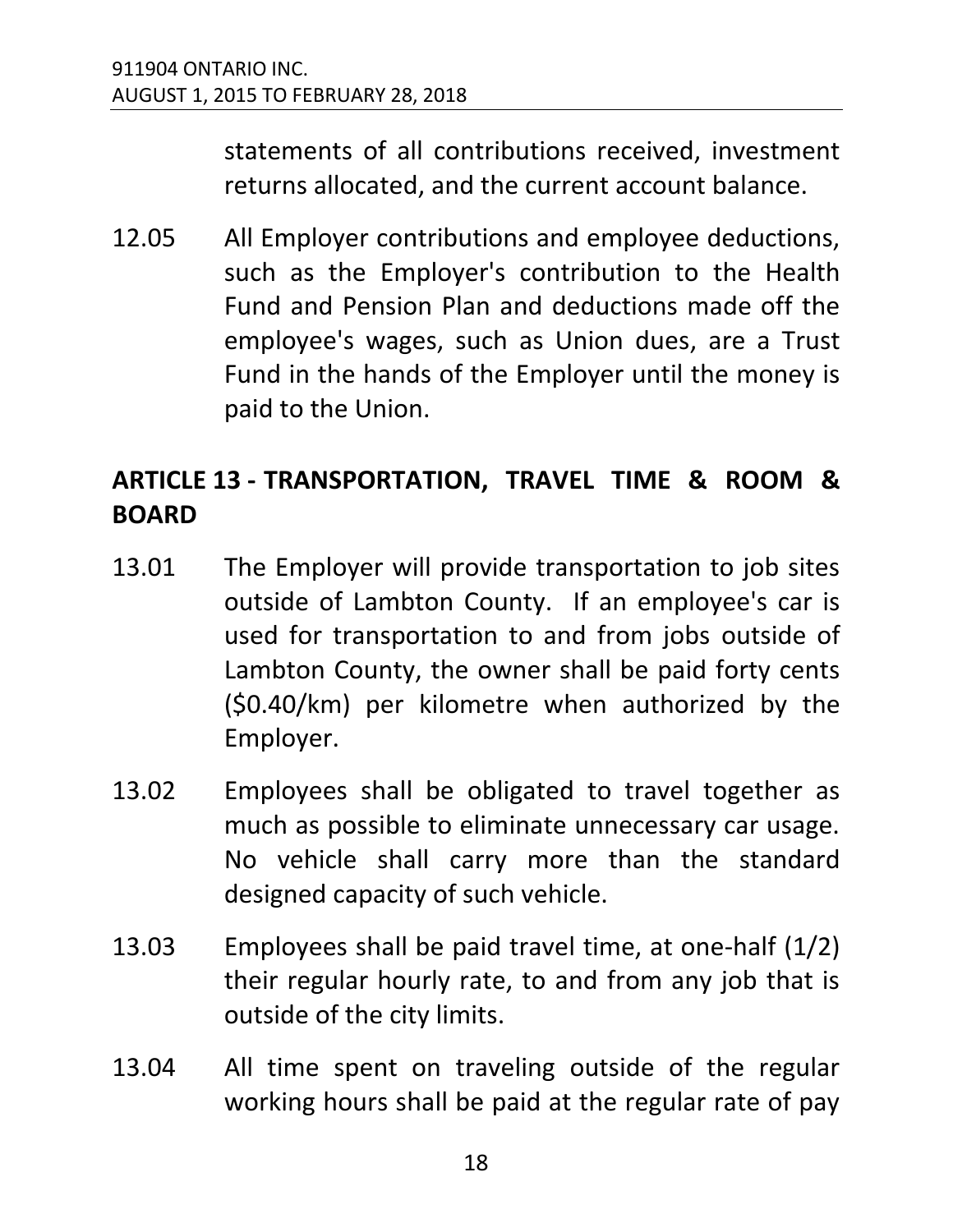statements of all contributions received, investment returns allocated, and the current account balance.

12.05 All Employer contributions and employee deductions, such as the Employer's contribution to the Health Fund and Pension Plan and deductions made off the employee's wages, such as Union dues, are a Trust Fund in the hands of the Employer until the money is paid to the Union.

## ARTICLE 13 - TRANSPORTATION, TRAVEL TIME & ROOM & BOARD

13.01 The Employer will provide transportation to job sites outside of Lambton County. If an employee's car is used for transportation to and from jobs outside of Lambton County, the owner shall be paid forty cents ($0.40/km) per kilometre when authorized by the Employer.

13.02 Employees shall be obligated to travel together as much as possible to eliminate unnecessary car usage. No vehicle shall carry more than the standard designed capacity of such vehicle.

13.03 Employees shall be paid travel time, at one-half (1/2) their regular hourly rate, to and from any job that is outside of the city limits.

13.04 All time spent on traveling outside of the regular working hours shall be paid at the regular rate of pay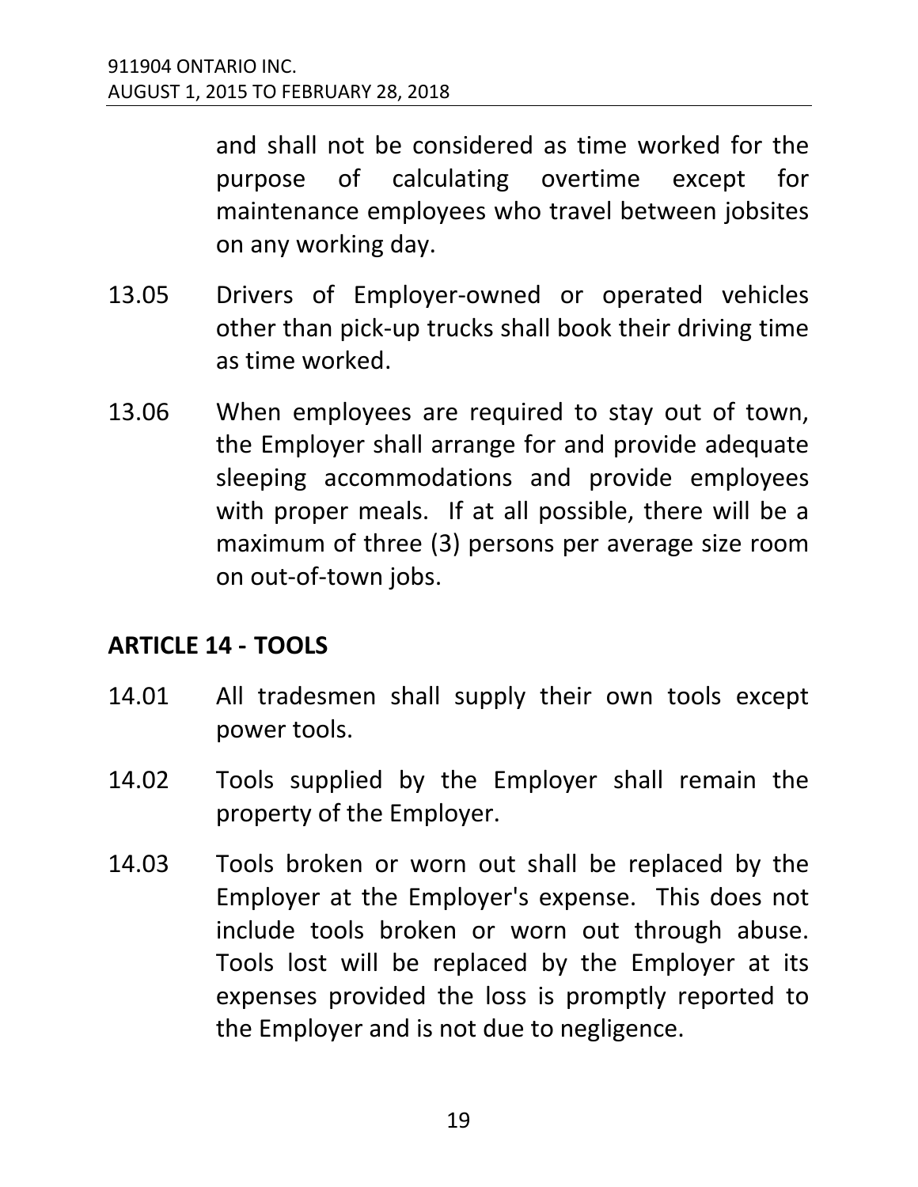and shall not be considered as time worked for the purpose of calculating overtime except for maintenance employees who travel between jobsites on any working day.

13.05 Drivers of Employer-owned or operated vehicles other than pick-up trucks shall book their driving time as time worked.

13.06 When employees are required to stay out of town, the Employer shall arrange for and provide adequate sleeping accommodations and provide employees with proper meals. If at all possible, there will be a maximum of three (3) persons per average size room on out-of-town jobs.

## ARTICLE 14 - TOOLS

14.01 All tradesmen shall supply their own tools except power tools.

14.02 Tools supplied by the Employer shall remain the property of the Employer.

14.03 Tools broken or worn out shall be replaced by the Employer at the Employer's expense. This does not include tools broken or worn out through abuse. Tools lost will be replaced by the Employer at its expenses provided the loss is promptly reported to the Employer and is not due to negligence.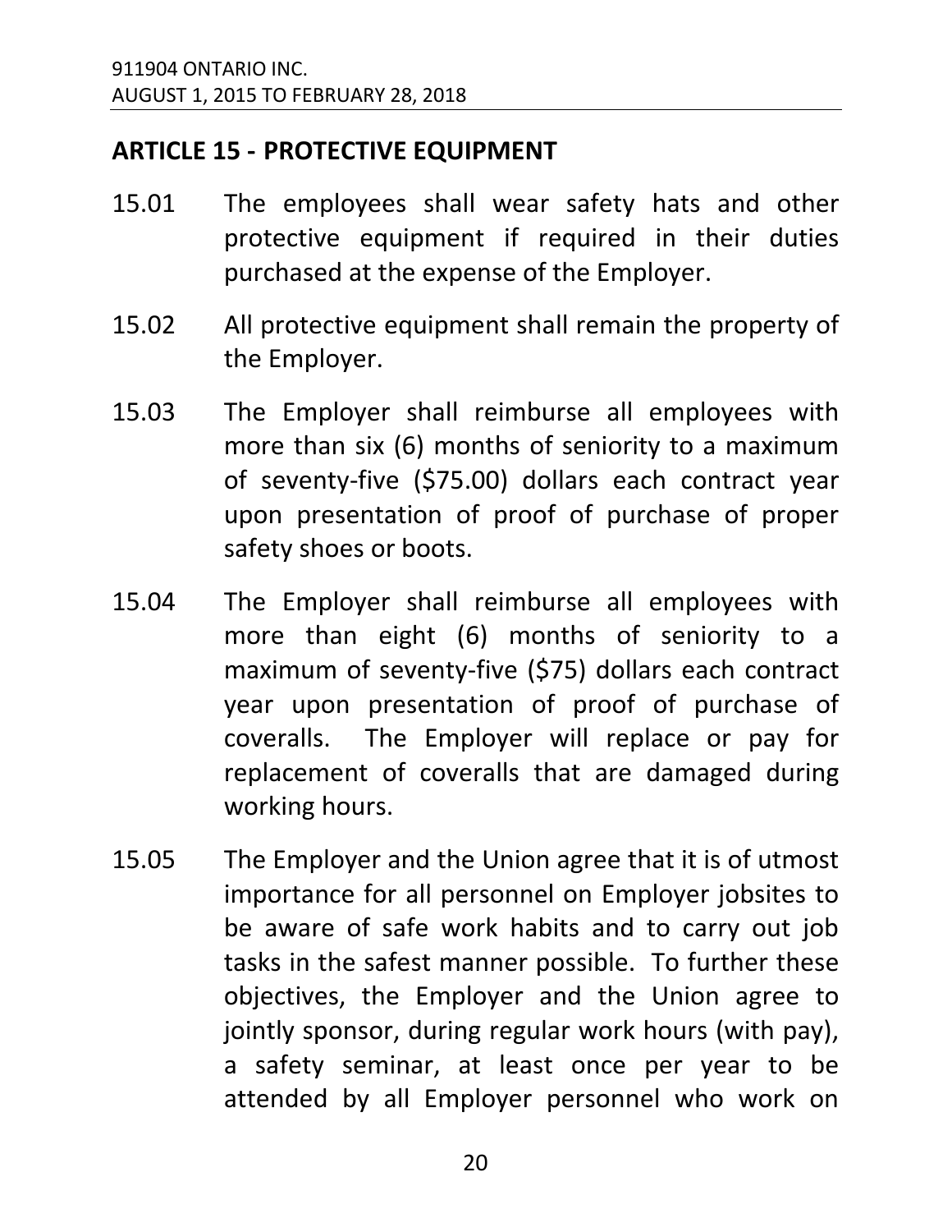## ARTICLE 15 - PROTECTIVE EQUIPMENT

15.01 The employees shall wear safety hats and other protective equipment if required in their duties purchased at the expense of the Employer.

15.02 All protective equipment shall remain the property of the Employer.

15.03 The Employer shall reimburse all employees with more than six (6) months of seniority to a maximum of seventy-five ($75.00) dollars each contract year upon presentation of proof of purchase of proper safety shoes or boots.

15.04 The Employer shall reimburse all employees with more than eight (6) months of seniority to a maximum of seventy-five ($75) dollars each contract year upon presentation of proof of purchase of coveralls. The Employer will replace or pay for replacement of coveralls that are damaged during working hours.

15.05 The Employer and the Union agree that it is of utmost importance for all personnel on Employer jobsites to be aware of safe work habits and to carry out job tasks in the safest manner possible. To further these objectives, the Employer and the Union agree to jointly sponsor, during regular work hours (with pay), a safety seminar, at least once per year to be attended by all Employer personnel who work on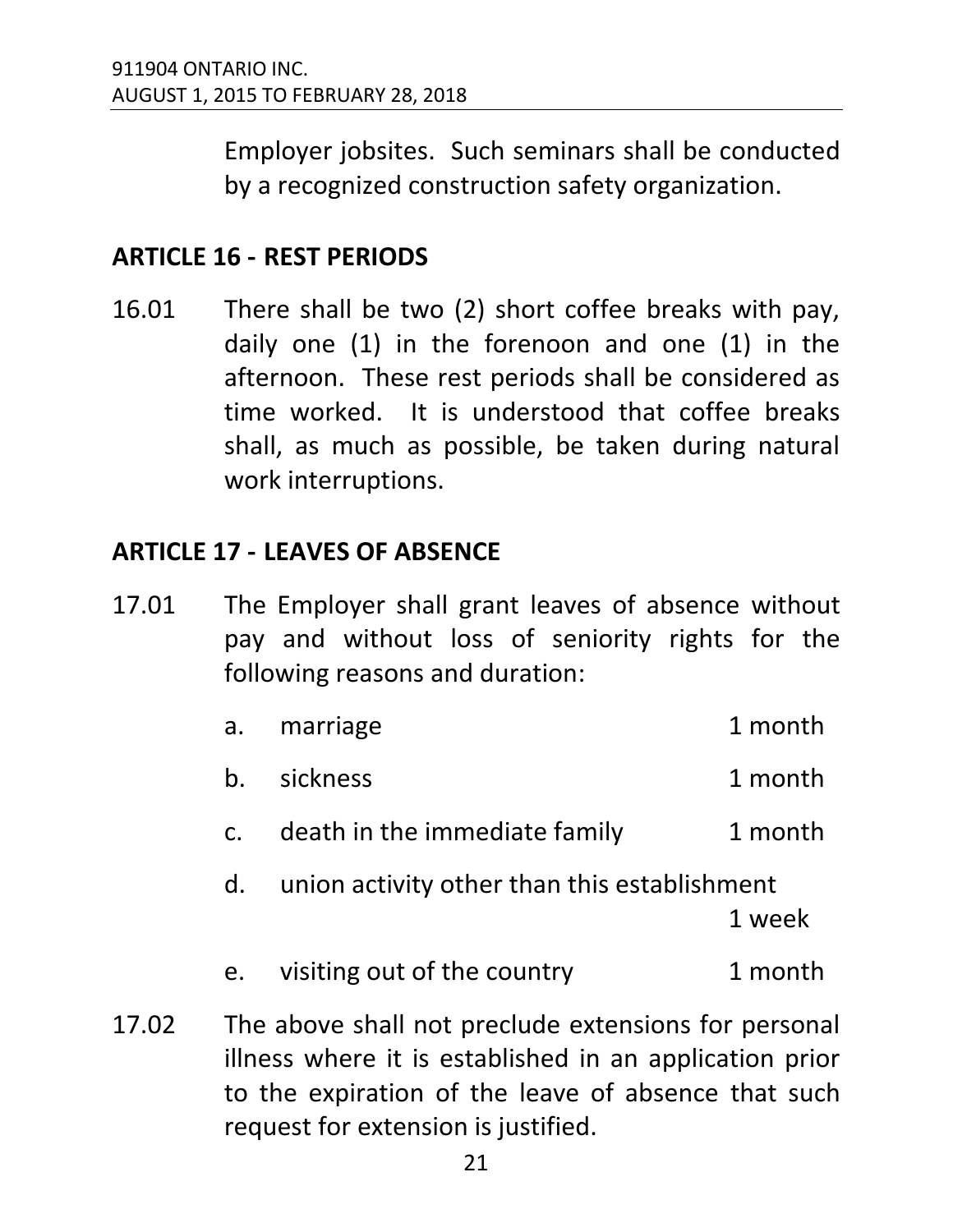Employer jobsites. Such seminars shall be conducted by a recognized construction safety organization.

## ARTICLE 16 - REST PERIODS

16.01 There shall be two (2) short coffee breaks with pay, daily one (1) in the forenoon and one (1) in the afternoon. These rest periods shall be considered as time worked. It is understood that coffee breaks shall, as much as possible, be taken during natural work interruptions.

## ARTICLE 17 - LEAVES OF ABSENCE

17.01 The Employer shall grant leaves of absence without pay and without loss of seniority rights for the following reasons and duration:

a. marriage 1 month

b. sickness 1 month

c. death in the immediate family 1 month

d. union activity other than this establishment 1 week

e. visiting out of the country 1 month

17.02 The above shall not preclude extensions for personal illness where it is established in an application prior to the expiration of the leave of absence that such request for extension is justified.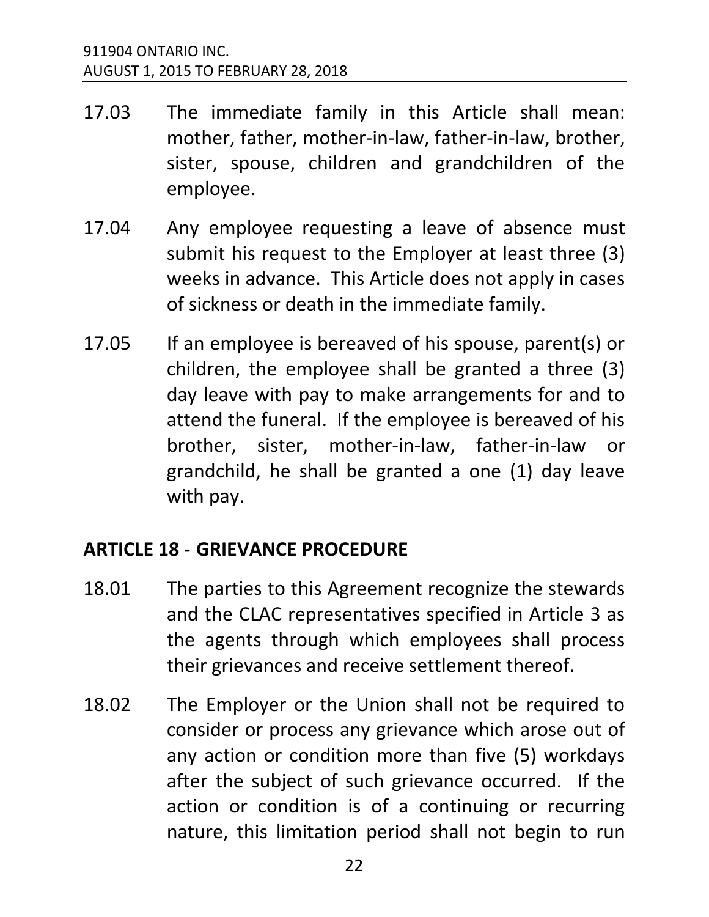17.03 The immediate family in this Article shall mean: mother, father, mother-in-law, father-in-law, brother, sister, spouse, children and grandchildren of the employee.

17.04 Any employee requesting a leave of absence must submit his request to the Employer at least three (3) weeks in advance. This Article does not apply in cases of sickness or death in the immediate family.

17.05 If an employee is bereaved of his spouse, parent(s) or children, the employee shall be granted a three (3) day leave with pay to make arrangements for and to attend the funeral. If the employee is bereaved of his brother, sister, mother-in-law, father-in-law or grandchild, he shall be granted a one (1) day leave with pay.

## ARTICLE 18 - GRIEVANCE PROCEDURE

18.01 The parties to this Agreement recognize the stewards and the CLAC representatives specified in Article 3 as the agents through which employees shall process their grievances and receive settlement thereof.

18.02 The Employer or the Union shall not be required to consider or process any grievance which arose out of any action or condition more than five (5) workdays after the subject of such grievance occurred. If the action or condition is of a continuing or recurring nature, this limitation period shall not begin to run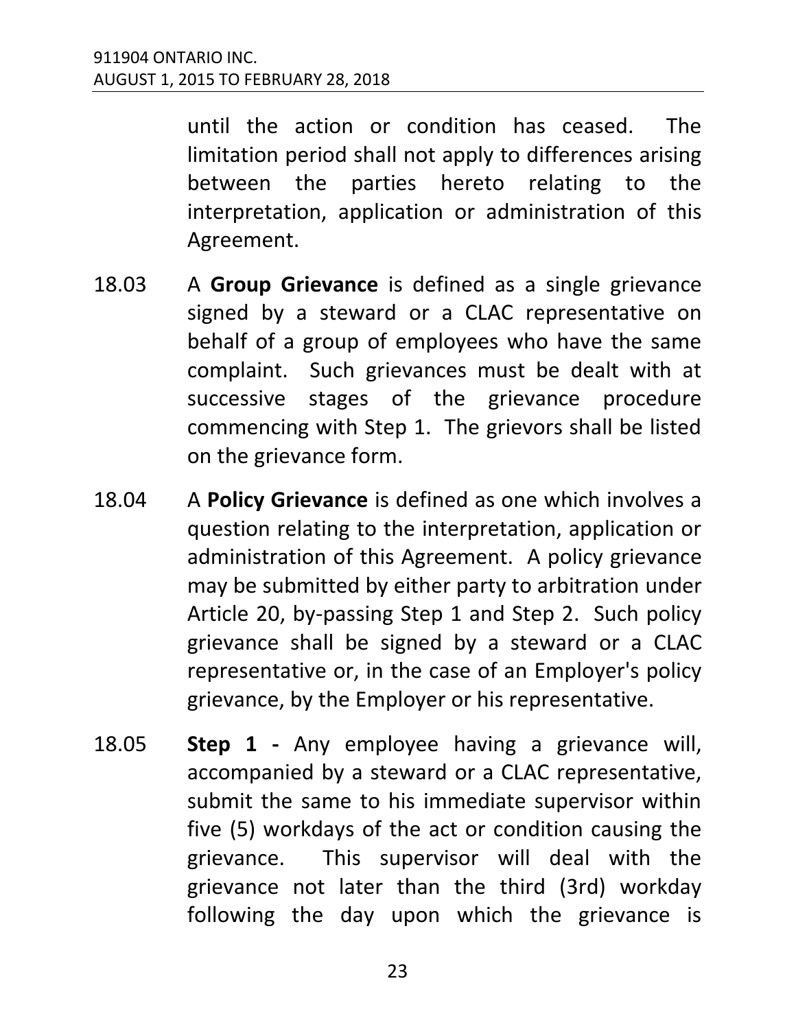until the action or condition has ceased. The limitation period shall not apply to differences arising between the parties hereto relating to the interpretation, application or administration of this Agreement.

18.03 A **Group Grievance** is defined as a single grievance signed by a steward or a CLAC representative on behalf of a group of employees who have the same complaint. Such grievances must be dealt with at successive stages of the grievance procedure commencing with Step 1. The grievors shall be listed on the grievance form.

18.04 A **Policy Grievance** is defined as one which involves a question relating to the interpretation, application or administration of this Agreement. A policy grievance may be submitted by either party to arbitration under Article 20, by-passing Step 1 and Step 2. Such policy grievance shall be signed by a steward or a CLAC representative or, in the case of an Employer's policy grievance, by the Employer or his representative.

18.05 **Step 1 -** Any employee having a grievance will, accompanied by a steward or a CLAC representative, submit the same to his immediate supervisor within five (5) workdays of the act or condition causing the grievance. This supervisor will deal with the grievance not later than the third (3rd) workday following the day upon which the grievance is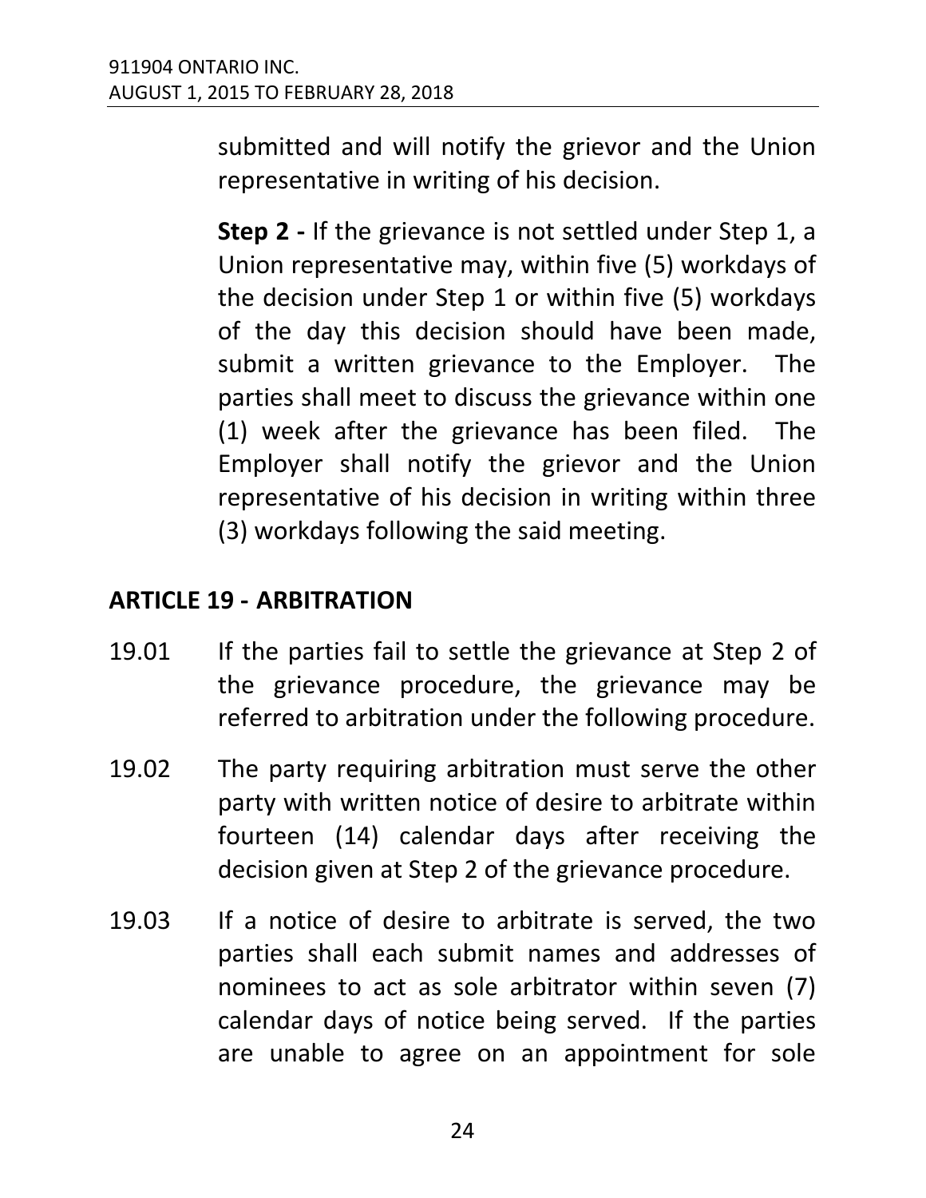submitted and will notify the grievor and the Union representative in writing of his decision.

**Step 2 -** If the grievance is not settled under Step 1, a Union representative may, within five (5) workdays of the decision under Step 1 or within five (5) workdays of the day this decision should have been made, submit a written grievance to the Employer. The parties shall meet to discuss the grievance within one (1) week after the grievance has been filed. The Employer shall notify the grievor and the Union representative of his decision in writing within three (3) workdays following the said meeting.

## ARTICLE 19 - ARBITRATION

19.01 If the parties fail to settle the grievance at Step 2 of the grievance procedure, the grievance may be referred to arbitration under the following procedure.

19.02 The party requiring arbitration must serve the other party with written notice of desire to arbitrate within fourteen (14) calendar days after receiving the decision given at Step 2 of the grievance procedure.

19.03 If a notice of desire to arbitrate is served, the two parties shall each submit names and addresses of nominees to act as sole arbitrator within seven (7) calendar days of notice being served. If the parties are unable to agree on an appointment for sole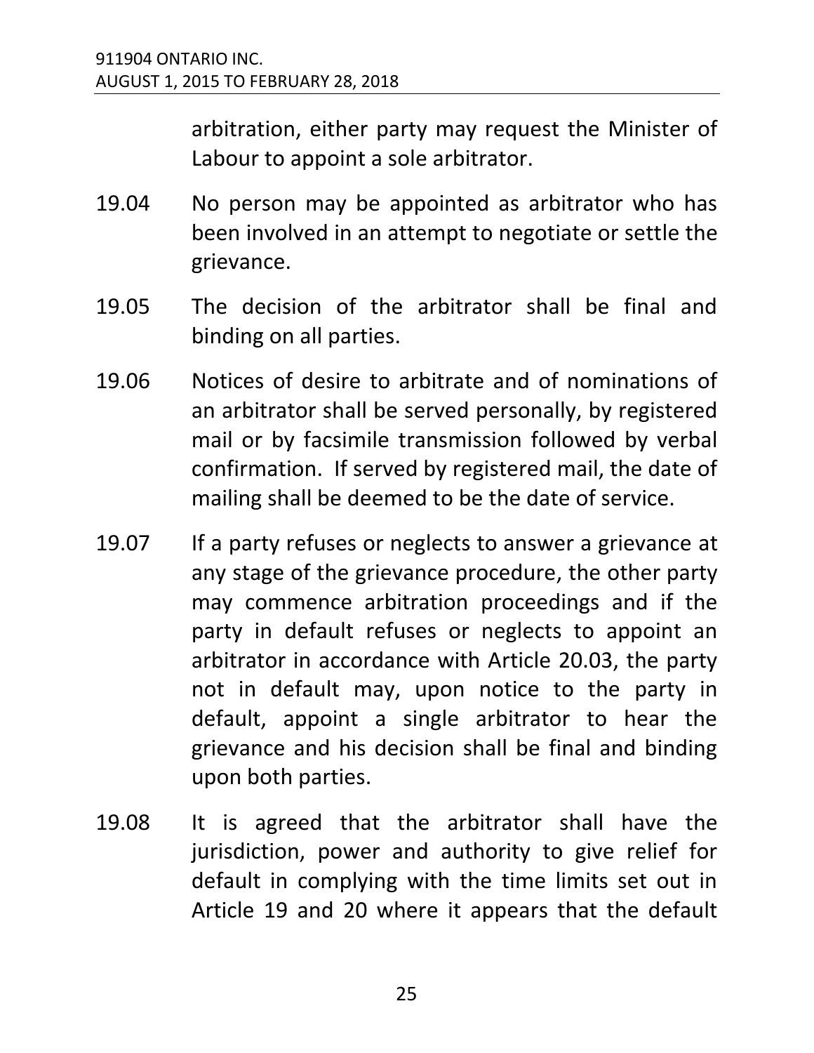arbitration, either party may request the Minister of Labour to appoint a sole arbitrator.

19.04 No person may be appointed as arbitrator who has been involved in an attempt to negotiate or settle the grievance.

19.05 The decision of the arbitrator shall be final and binding on all parties.

19.06 Notices of desire to arbitrate and of nominations of an arbitrator shall be served personally, by registered mail or by facsimile transmission followed by verbal confirmation. If served by registered mail, the date of mailing shall be deemed to be the date of service.

19.07 If a party refuses or neglects to answer a grievance at any stage of the grievance procedure, the other party may commence arbitration proceedings and if the party in default refuses or neglects to appoint an arbitrator in accordance with Article 20.03, the party not in default may, upon notice to the party in default, appoint a single arbitrator to hear the grievance and his decision shall be final and binding upon both parties.

19.08 It is agreed that the arbitrator shall have the jurisdiction, power and authority to give relief for default in complying with the time limits set out in Article 19 and 20 where it appears that the default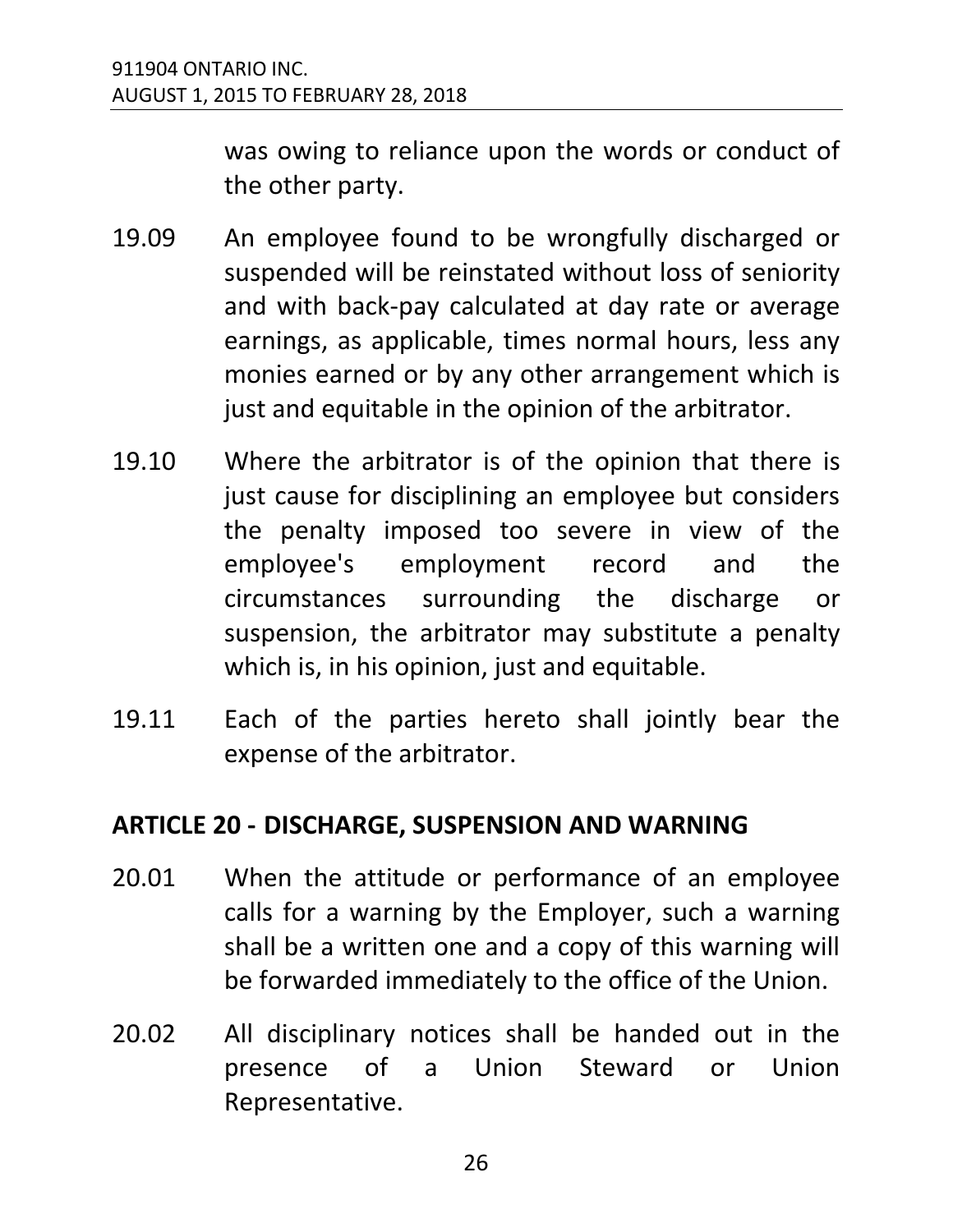was owing to reliance upon the words or conduct of the other party.

19.09 An employee found to be wrongfully discharged or suspended will be reinstated without loss of seniority and with back-pay calculated at day rate or average earnings, as applicable, times normal hours, less any monies earned or by any other arrangement which is just and equitable in the opinion of the arbitrator.

19.10 Where the arbitrator is of the opinion that there is just cause for disciplining an employee but considers the penalty imposed too severe in view of the employee's employment record and the circumstances surrounding the discharge or suspension, the arbitrator may substitute a penalty which is, in his opinion, just and equitable.

19.11 Each of the parties hereto shall jointly bear the expense of the arbitrator.

## ARTICLE 20 - DISCHARGE, SUSPENSION AND WARNING

20.01 When the attitude or performance of an employee calls for a warning by the Employer, such a warning shall be a written one and a copy of this warning will be forwarded immediately to the office of the Union.

20.02 All disciplinary notices shall be handed out in the presence of a Union Steward or Union Representative.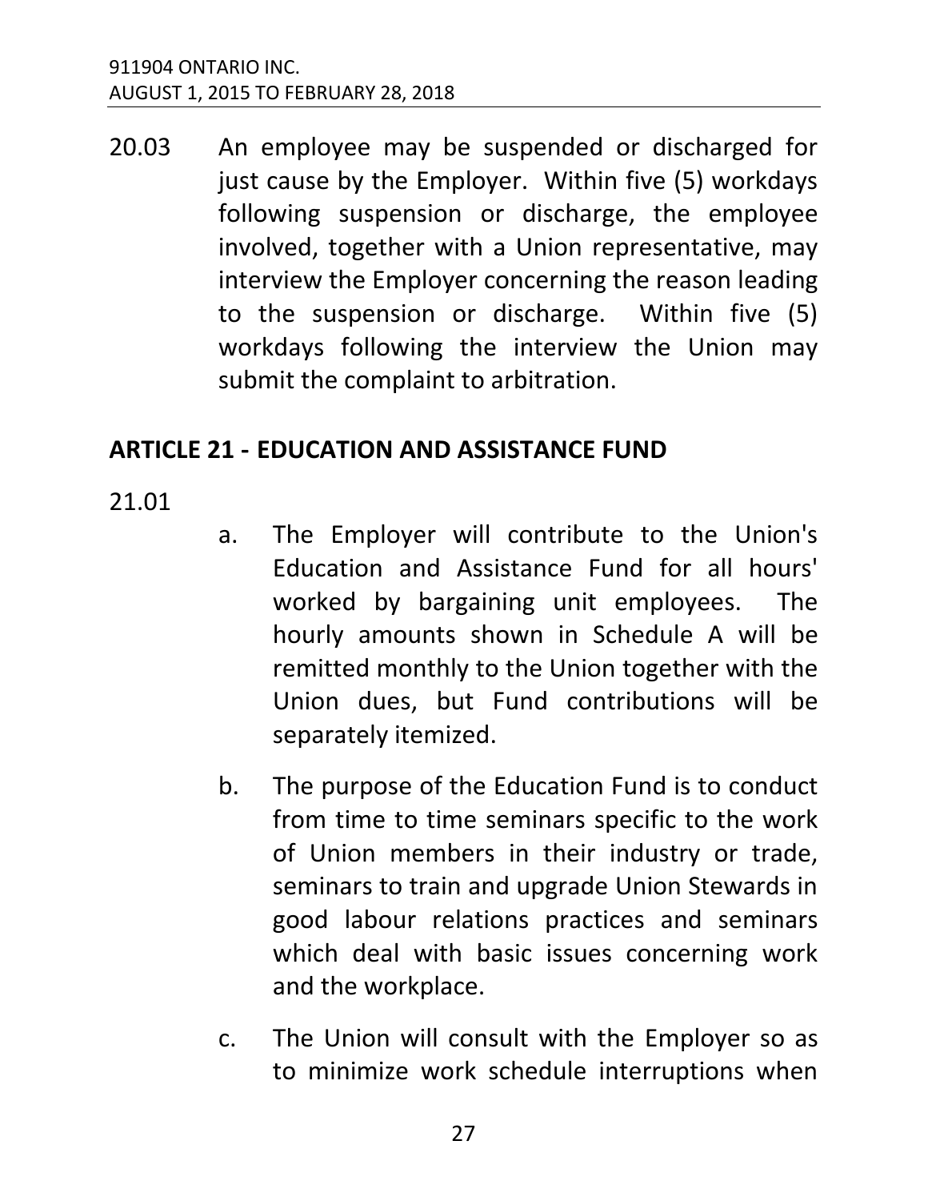20.03 An employee may be suspended or discharged for just cause by the Employer. Within five (5) workdays following suspension or discharge, the employee involved, together with a Union representative, may interview the Employer concerning the reason leading to the suspension or discharge. Within five (5) workdays following the interview the Union may submit the complaint to arbitration.

## ARTICLE 21 - EDUCATION AND ASSISTANCE FUND

21.01

a. The Employer will contribute to the Union's Education and Assistance Fund for all hours' worked by bargaining unit employees. The hourly amounts shown in Schedule A will be remitted monthly to the Union together with the Union dues, but Fund contributions will be separately itemized.

b. The purpose of the Education Fund is to conduct from time to time seminars specific to the work of Union members in their industry or trade, seminars to train and upgrade Union Stewards in good labour relations practices and seminars which deal with basic issues concerning work and the workplace.

c. The Union will consult with the Employer so as to minimize work schedule interruptions when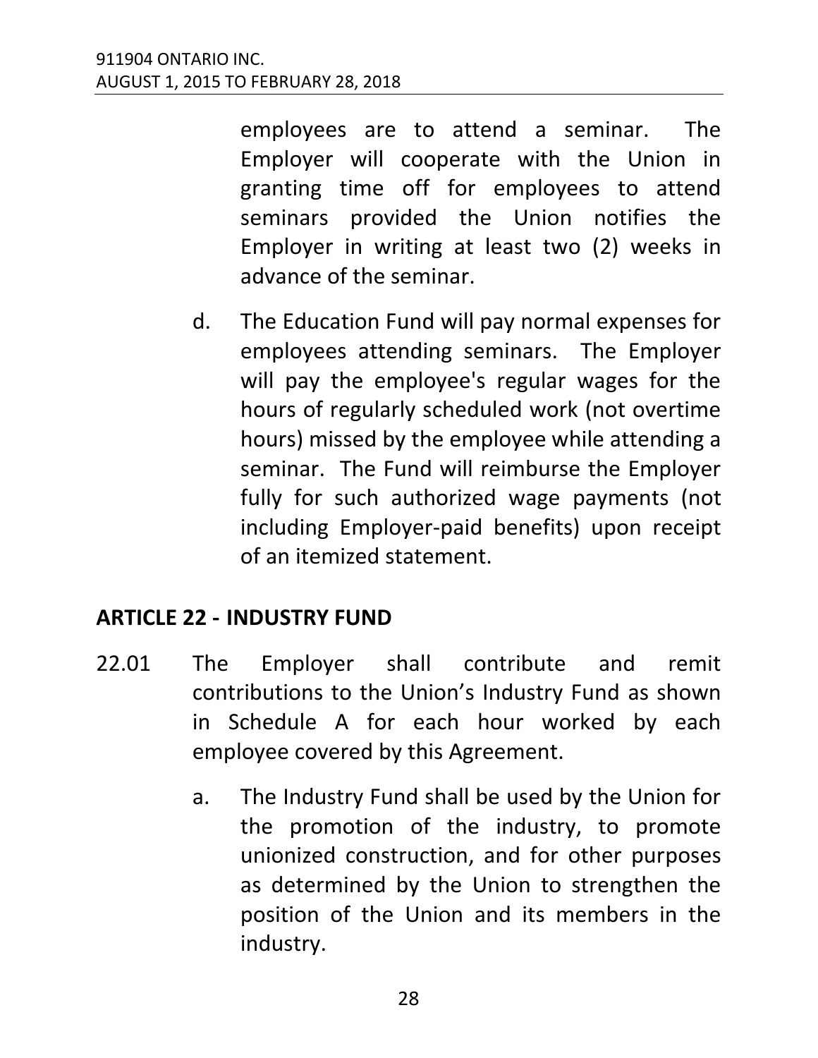employees are to attend a seminar. The Employer will cooperate with the Union in granting time off for employees to attend seminars provided the Union notifies the Employer in writing at least two (2) weeks in advance of the seminar.

d. The Education Fund will pay normal expenses for employees attending seminars. The Employer will pay the employee's regular wages for the hours of regularly scheduled work (not overtime hours) missed by the employee while attending a seminar. The Fund will reimburse the Employer fully for such authorized wage payments (not including Employer-paid benefits) upon receipt of an itemized statement.

## ARTICLE 22 - INDUSTRY FUND

22.01 The Employer shall contribute and remit contributions to the Union's Industry Fund as shown in Schedule A for each hour worked by each employee covered by this Agreement.

a. The Industry Fund shall be used by the Union for the promotion of the industry, to promote unionized construction, and for other purposes as determined by the Union to strengthen the position of the Union and its members in the industry.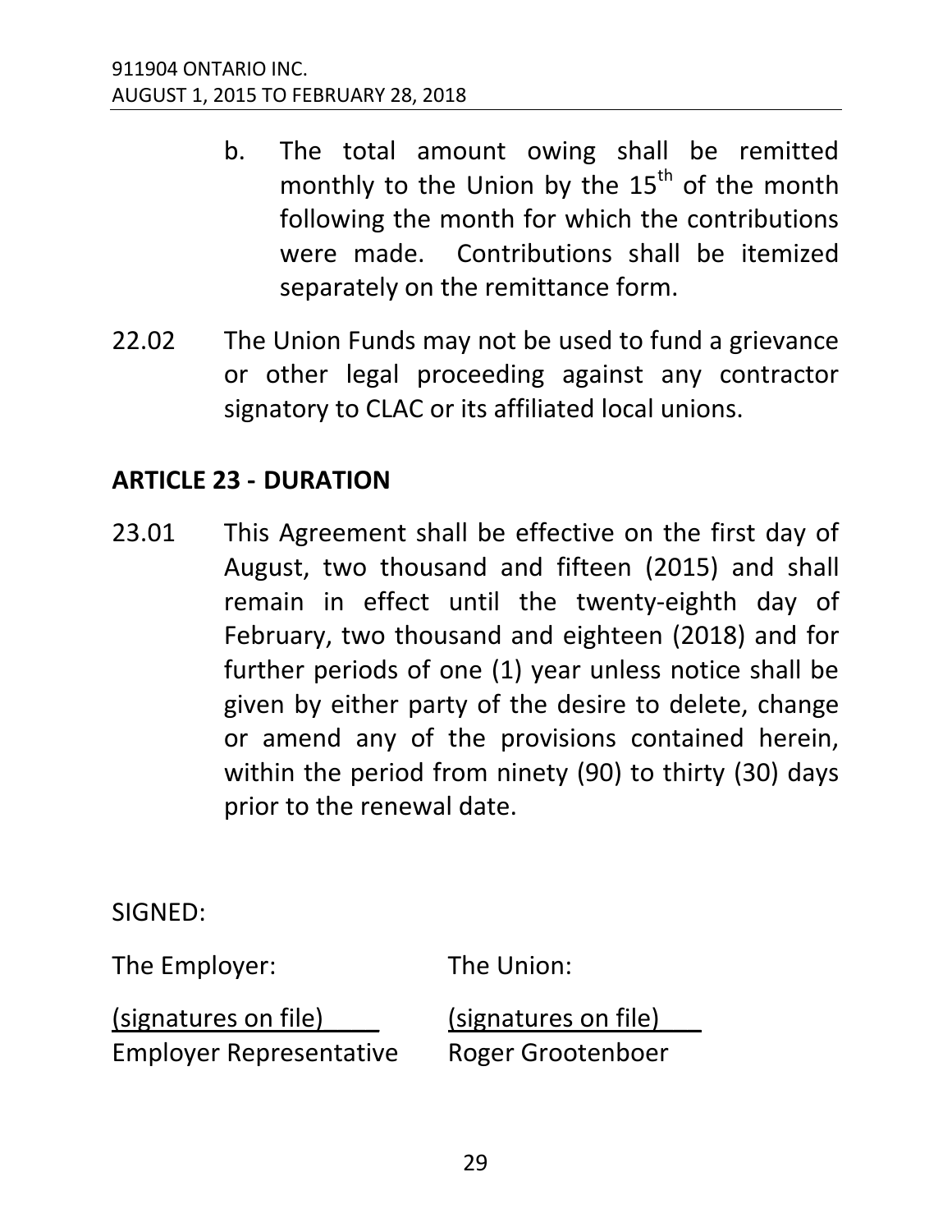b. The total amount owing shall be remitted monthly to the Union by the 15th of the month following the month for which the contributions were made. Contributions shall be itemized separately on the remittance form.

22.02 The Union Funds may not be used to fund a grievance or other legal proceeding against any contractor signatory to CLAC or its affiliated local unions.

## ARTICLE 23 - DURATION

23.01 This Agreement shall be effective on the first day of August, two thousand and fifteen (2015) and shall remain in effect until the twenty-eighth day of February, two thousand and eighteen (2018) and for further periods of one (1) year unless notice shall be given by either party of the desire to delete, change or amend any of the provisions contained herein, within the period from ninety (90) to thirty (30) days prior to the renewal date.

SIGNED:

| The Employer: | The Union: |
|---|---|
| (signatures on file) | (signatures on file) |
| Employer Representative | Roger Grootenboer |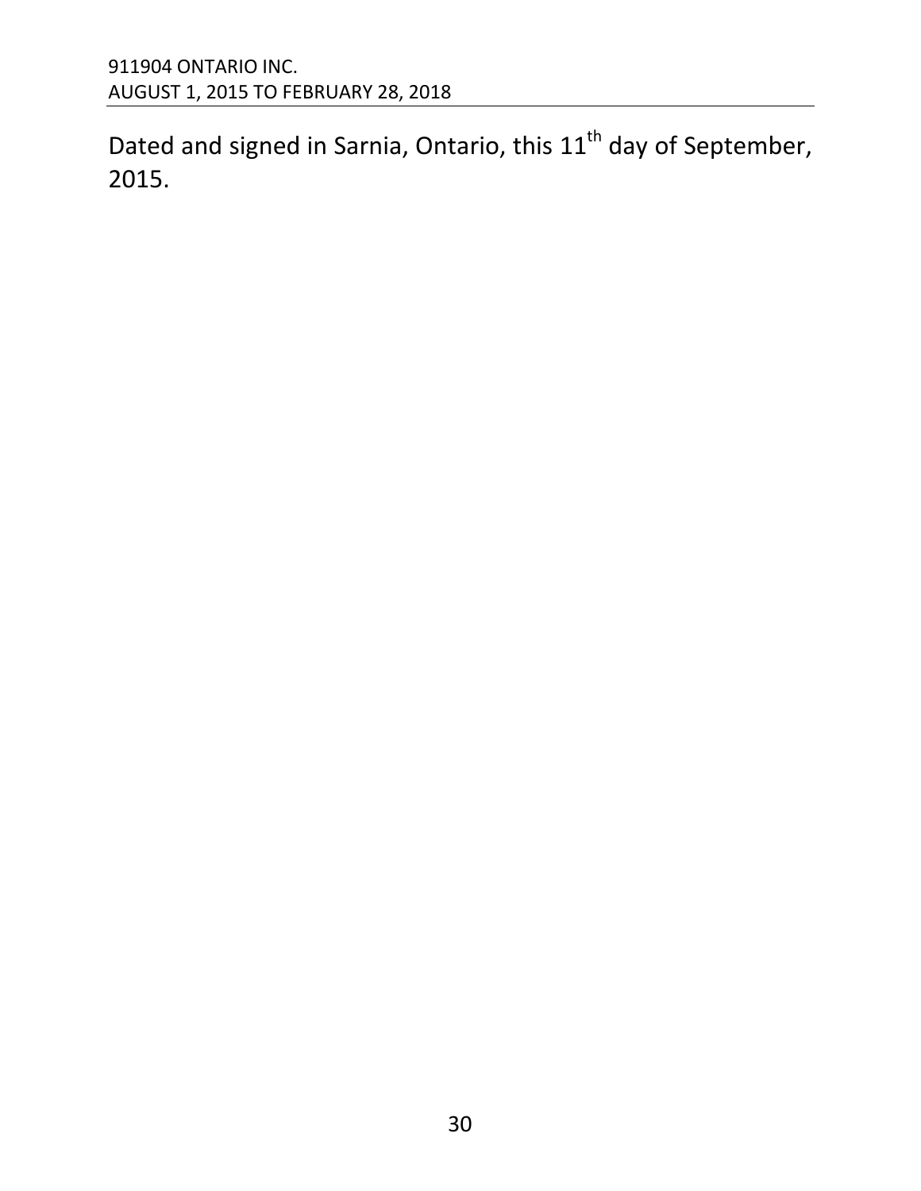Dated and signed in Sarnia, Ontario, this 11th day of September, 2015.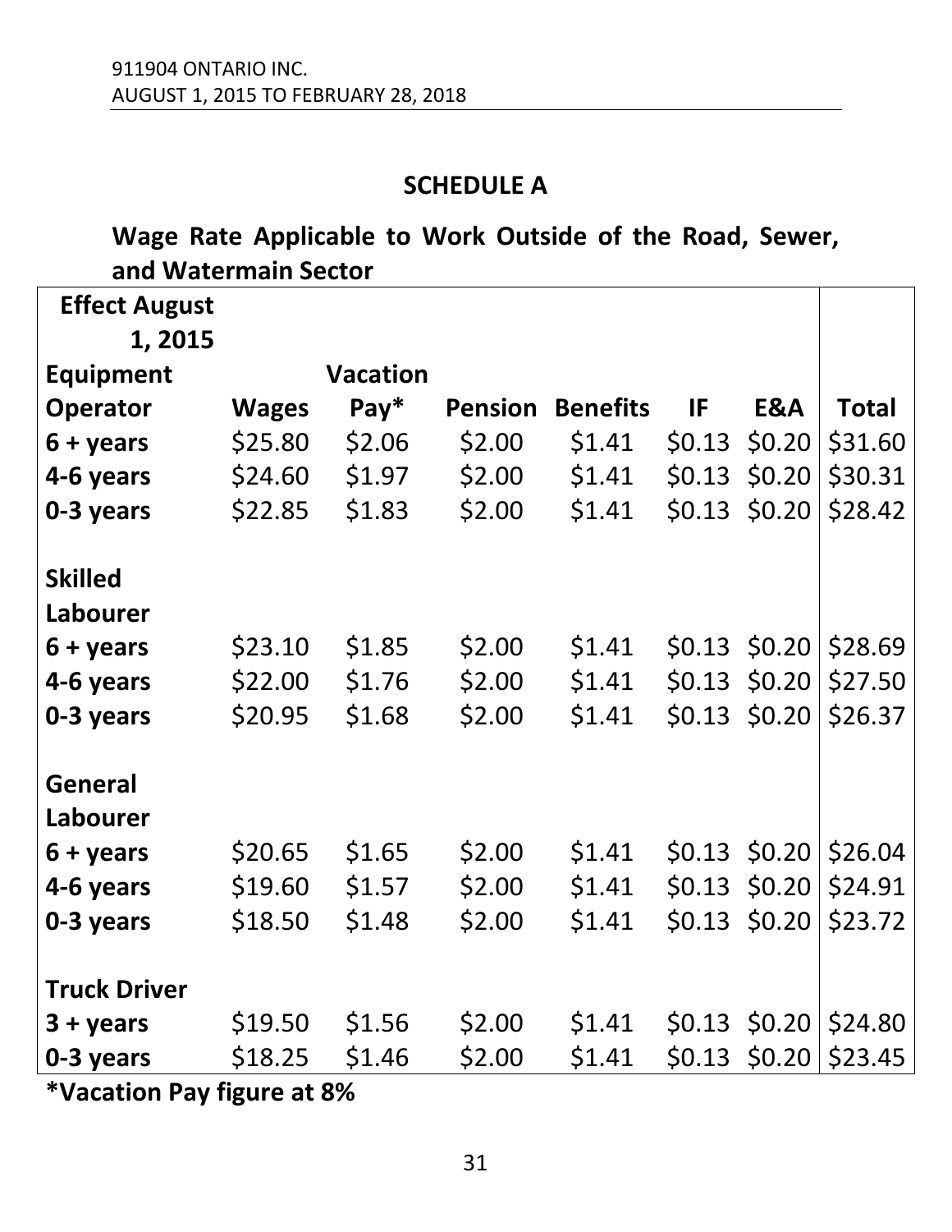## SCHEDULE A

### Wage Rate Applicable to Work Outside of the Road, Sewer, and Watermain Sector

| Effect August 1, 2015 | | | | | | | |
|---|---|---|---|---|---|---|---|
| **Equipment Operator** | **Wages** | **Vacation Pay*** | **Pension** | **Benefits** | **IF** | **E&A** | **Total** |
| **6 + years** | $25.80 | $2.06 | $2.00 | $1.41 | $0.13 | $0.20 | $31.60 |
| **4-6 years** | $24.60 | $1.97 | $2.00 | $1.41 | $0.13 | $0.20 | $30.31 |
| **0-3 years** | $22.85 | $1.83 | $2.00 | $1.41 | $0.13 | $0.20 | $28.42 |
| **Skilled Labourer** | | | | | | | |
| **6 + years** | $23.10 | $1.85 | $2.00 | $1.41 | $0.13 | $0.20 | $28.69 |
| **4-6 years** | $22.00 | $1.76 | $2.00 | $1.41 | $0.13 | $0.20 | $27.50 |
| **0-3 years** | $20.95 | $1.68 | $2.00 | $1.41 | $0.13 | $0.20 | $26.37 |
| **General Labourer** | | | | | | | |
| **6 + years** | $20.65 | $1.65 | $2.00 | $1.41 | $0.13 | $0.20 | $26.04 |
| **4-6 years** | $19.60 | $1.57 | $2.00 | $1.41 | $0.13 | $0.20 | $24.91 |
| **0-3 years** | $18.50 | $1.48 | $2.00 | $1.41 | $0.13 | $0.20 | $23.72 |
| **Truck Driver** | | | | | | | |
| **3 + years** | $19.50 | $1.56 | $2.00 | $1.41 | $0.13 | $0.20 | $24.80 |
| **0-3 years** | $18.25 | $1.46 | $2.00 | $1.41 | $0.13 | $0.20 | $23.45 |

**\*Vacation Pay figure at 8%**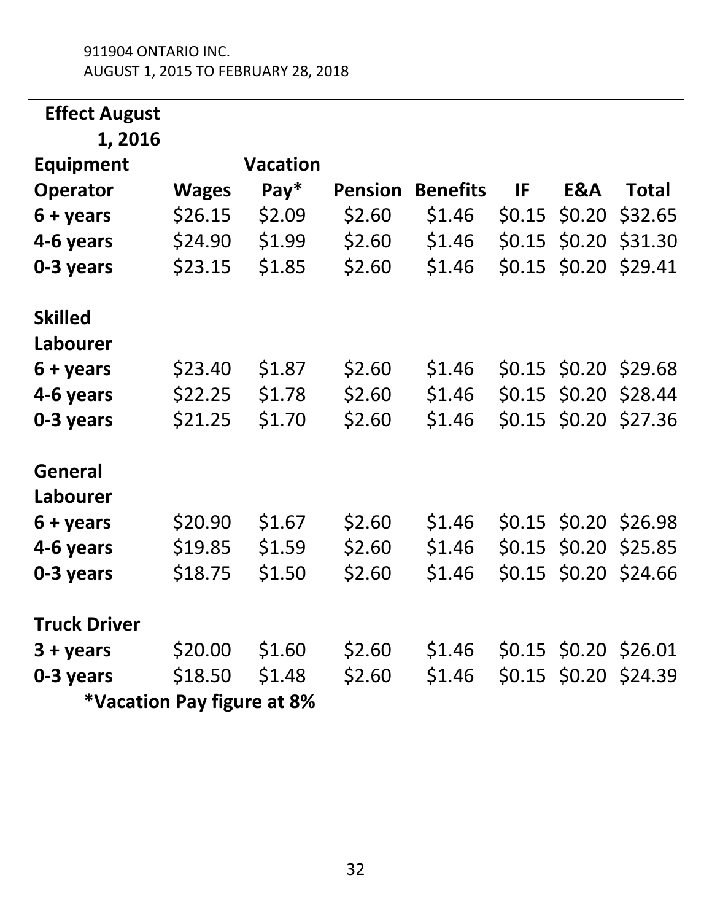911904 ONTARIO INC.
AUGUST 1, 2015 TO FEBRUARY 28, 2018

| Effect August 1, 2016 Equipment Operator | Wages | Vacation Pay* | Pension | Benefits | IF | E&A | Total |
|---|---|---|---|---|---|---|---|
| 6 + years | $26.15 | $2.09 | $2.60 | $1.46 | $0.15 | $0.20 | $32.65 |
| 4-6 years | $24.90 | $1.99 | $2.60 | $1.46 | $0.15 | $0.20 | $31.30 |
| 0-3 years | $23.15 | $1.85 | $2.60 | $1.46 | $0.15 | $0.20 | $29.41 |
| **Skilled Labourer** | | | | | | | |
| 6 + years | $23.40 | $1.87 | $2.60 | $1.46 | $0.15 | $0.20 | $29.68 |
| 4-6 years | $22.25 | $1.78 | $2.60 | $1.46 | $0.15 | $0.20 | $28.44 |
| 0-3 years | $21.25 | $1.70 | $2.60 | $1.46 | $0.15 | $0.20 | $27.36 |
| **General Labourer** | | | | | | | |
| 6 + years | $20.90 | $1.67 | $2.60 | $1.46 | $0.15 | $0.20 | $26.98 |
| 4-6 years | $19.85 | $1.59 | $2.60 | $1.46 | $0.15 | $0.20 | $25.85 |
| 0-3 years | $18.75 | $1.50 | $2.60 | $1.46 | $0.15 | $0.20 | $24.66 |
| **Truck Driver** | | | | | | | |
| 3 + years | $20.00 | $1.60 | $2.60 | $1.46 | $0.15 | $0.20 | $26.01 |
| 0-3 years | $18.50 | $1.48 | $2.60 | $1.46 | $0.15 | $0.20 | $24.39 |

**\*Vacation Pay figure at 8%**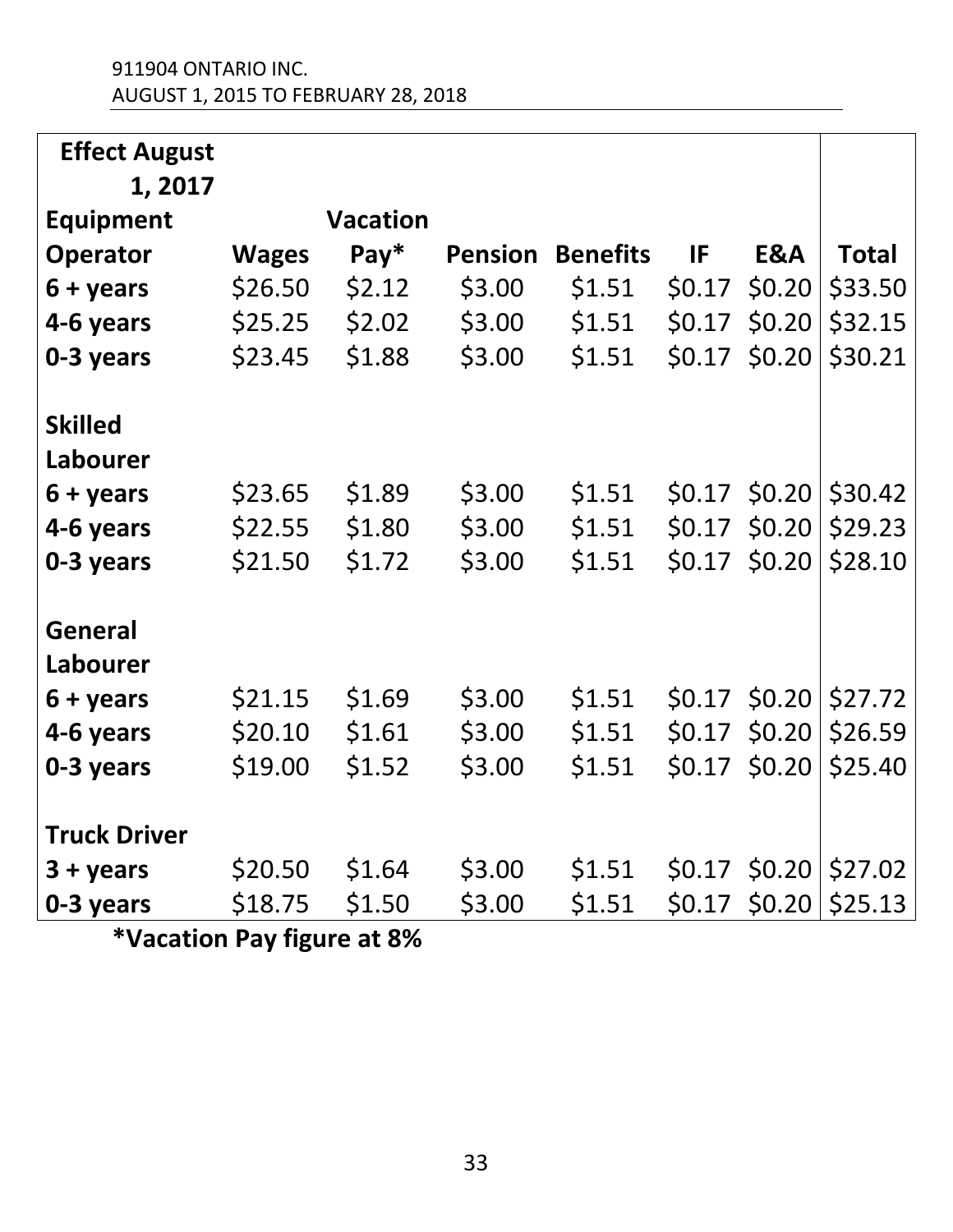911904 ONTARIO INC.
AUGUST 1, 2015 TO FEBRUARY 28, 2018

| **Effect August 1, 2017** | | | | | | | |
|---|---|---|---|---|---|---|---|
| **Equipment Operator** | **Wages** | **Vacation Pay*** | **Pension** | **Benefits** | **IF** | **E&A** | **Total** |
| **6 + years** | $26.50 | $2.12 | $3.00 | $1.51 | $0.17 | $0.20 | $33.50 |
| **4-6 years** | $25.25 | $2.02 | $3.00 | $1.51 | $0.17 | $0.20 | $32.15 |
| **0-3 years** | $23.45 | $1.88 | $3.00 | $1.51 | $0.17 | $0.20 | $30.21 |
| | | | | | | | |
| **Skilled Labourer** | | | | | | | |
| **6 + years** | $23.65 | $1.89 | $3.00 | $1.51 | $0.17 | $0.20 | $30.42 |
| **4-6 years** | $22.55 | $1.80 | $3.00 | $1.51 | $0.17 | $0.20 | $29.23 |
| **0-3 years** | $21.50 | $1.72 | $3.00 | $1.51 | $0.17 | $0.20 | $28.10 |
| | | | | | | | |
| **General Labourer** | | | | | | | |
| **6 + years** | $21.15 | $1.69 | $3.00 | $1.51 | $0.17 | $0.20 | $27.72 |
| **4-6 years** | $20.10 | $1.61 | $3.00 | $1.51 | $0.17 | $0.20 | $26.59 |
| **0-3 years** | $19.00 | $1.52 | $3.00 | $1.51 | $0.17 | $0.20 | $25.40 |
| | | | | | | | |
| **Truck Driver** | | | | | | | |
| **3 + years** | $20.50 | $1.64 | $3.00 | $1.51 | $0.17 | $0.20 | $27.02 |
| **0-3 years** | $18.75 | $1.50 | $3.00 | $1.51 | $0.17 | $0.20 | $25.13 |

**\*Vacation Pay figure at 8%**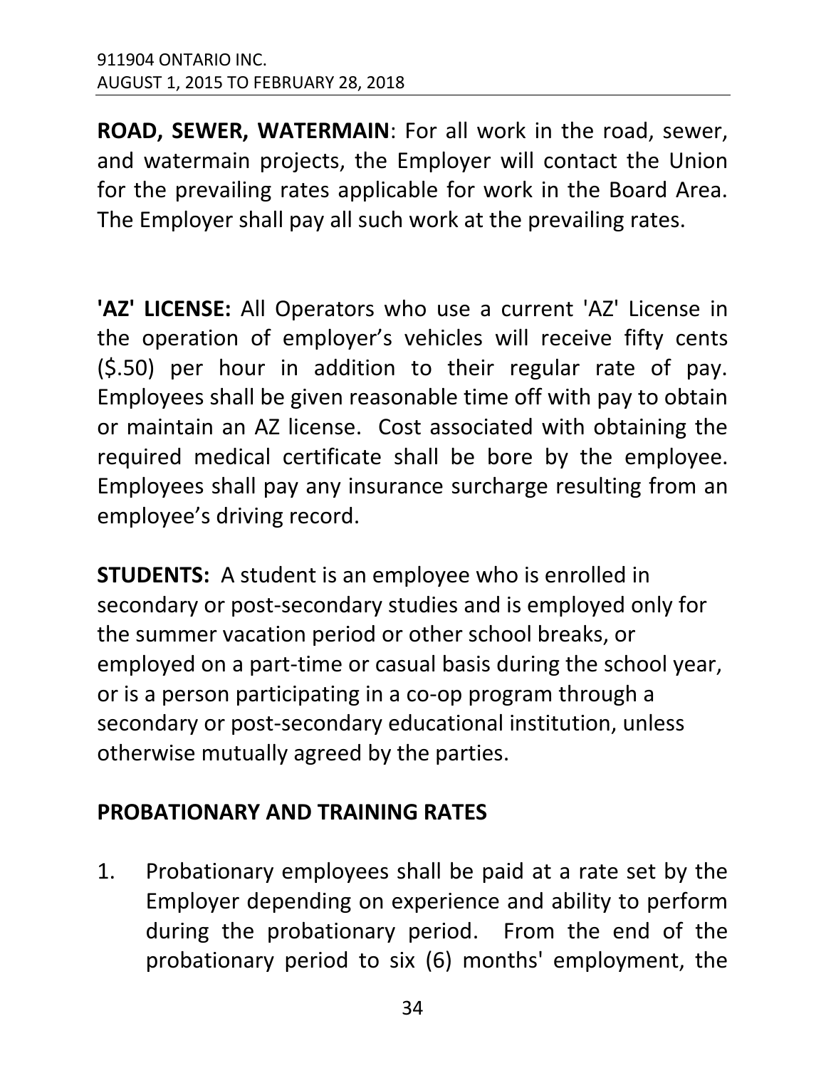**ROAD, SEWER, WATERMAIN**: For all work in the road, sewer, and watermain projects, the Employer will contact the Union for the prevailing rates applicable for work in the Board Area. The Employer shall pay all such work at the prevailing rates.

**'AZ' LICENSE:** All Operators who use a current 'AZ' License in the operation of employer's vehicles will receive fifty cents ($.50) per hour in addition to their regular rate of pay. Employees shall be given reasonable time off with pay to obtain or maintain an AZ license. Cost associated with obtaining the required medical certificate shall be bore by the employee. Employees shall pay any insurance surcharge resulting from an employee's driving record.

**STUDENTS:** A student is an employee who is enrolled in secondary or post-secondary studies and is employed only for the summer vacation period or other school breaks, or employed on a part-time or casual basis during the school year, or is a person participating in a co-op program through a secondary or post-secondary educational institution, unless otherwise mutually agreed by the parties.

## PROBATIONARY AND TRAINING RATES

1. Probationary employees shall be paid at a rate set by the Employer depending on experience and ability to perform during the probationary period. From the end of the probationary period to six (6) months' employment, the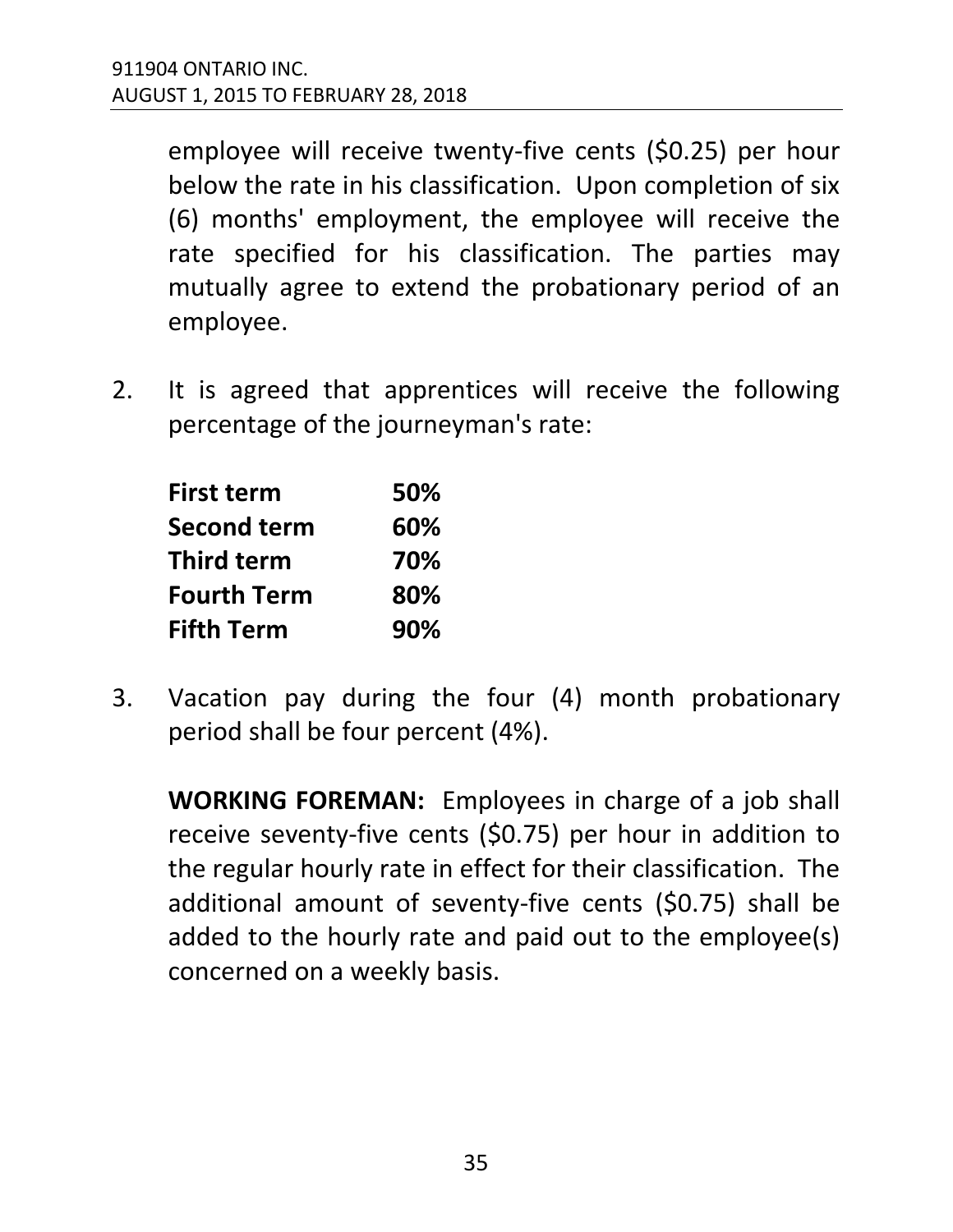employee will receive twenty-five cents ($0.25) per hour below the rate in his classification. Upon completion of six (6) months' employment, the employee will receive the rate specified for his classification. The parties may mutually agree to extend the probationary period of an employee.

2. It is agreed that apprentices will receive the following percentage of the journeyman's rate:

| | |
|---|---|
| **First term** | **50%** |
| **Second term** | **60%** |
| **Third term** | **70%** |
| **Fourth Term** | **80%** |
| **Fifth Term** | **90%** |

3. Vacation pay during the four (4) month probationary period shall be four percent (4%).

**WORKING FOREMAN:** Employees in charge of a job shall receive seventy-five cents ($0.75) per hour in addition to the regular hourly rate in effect for their classification. The additional amount of seventy-five cents ($0.75) shall be added to the hourly rate and paid out to the employee(s) concerned on a weekly basis.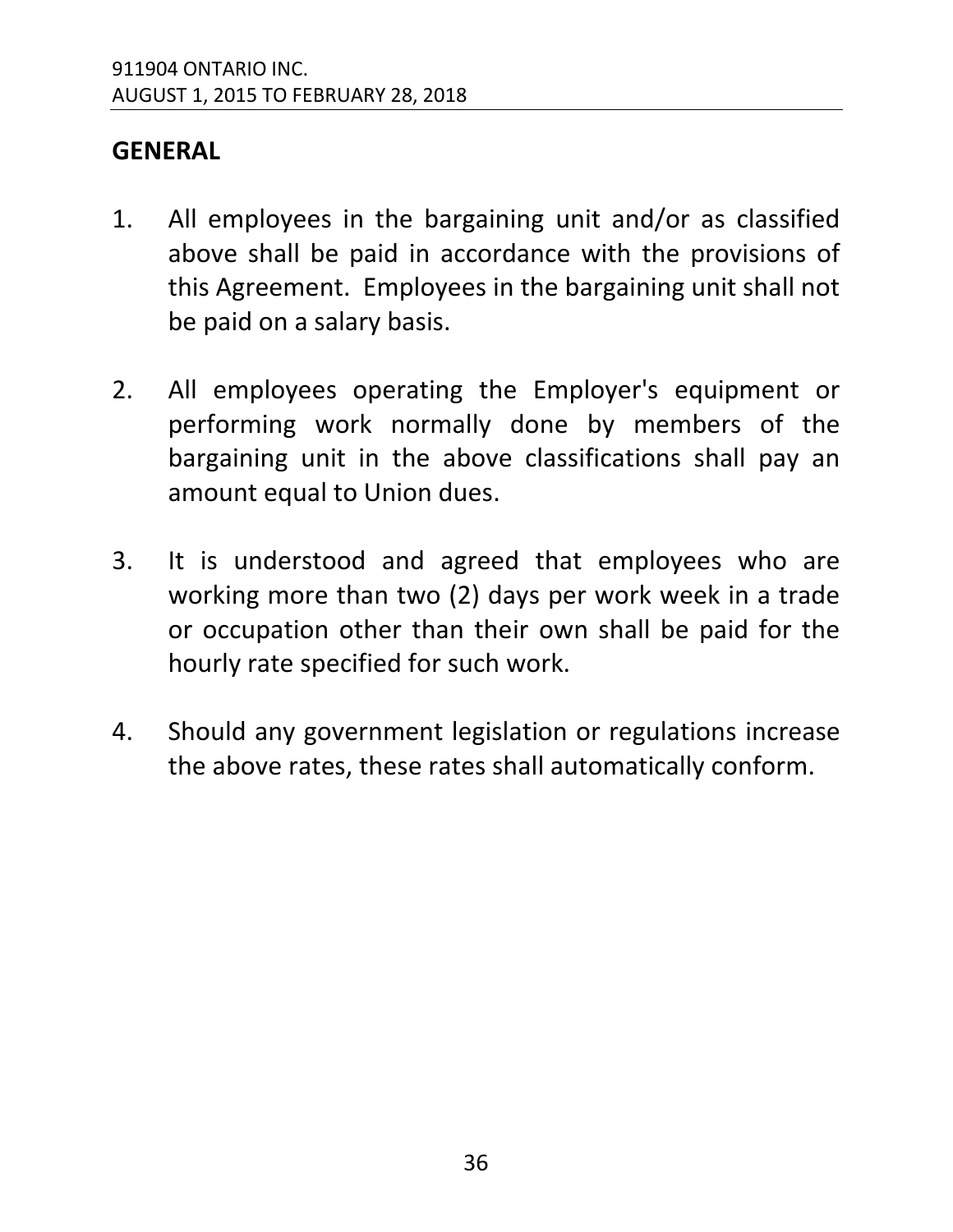## GENERAL

1. All employees in the bargaining unit and/or as classified above shall be paid in accordance with the provisions of this Agreement. Employees in the bargaining unit shall not be paid on a salary basis.

2. All employees operating the Employer's equipment or performing work normally done by members of the bargaining unit in the above classifications shall pay an amount equal to Union dues.

3. It is understood and agreed that employees who are working more than two (2) days per work week in a trade or occupation other than their own shall be paid for the hourly rate specified for such work.

4. Should any government legislation or regulations increase the above rates, these rates shall automatically conform.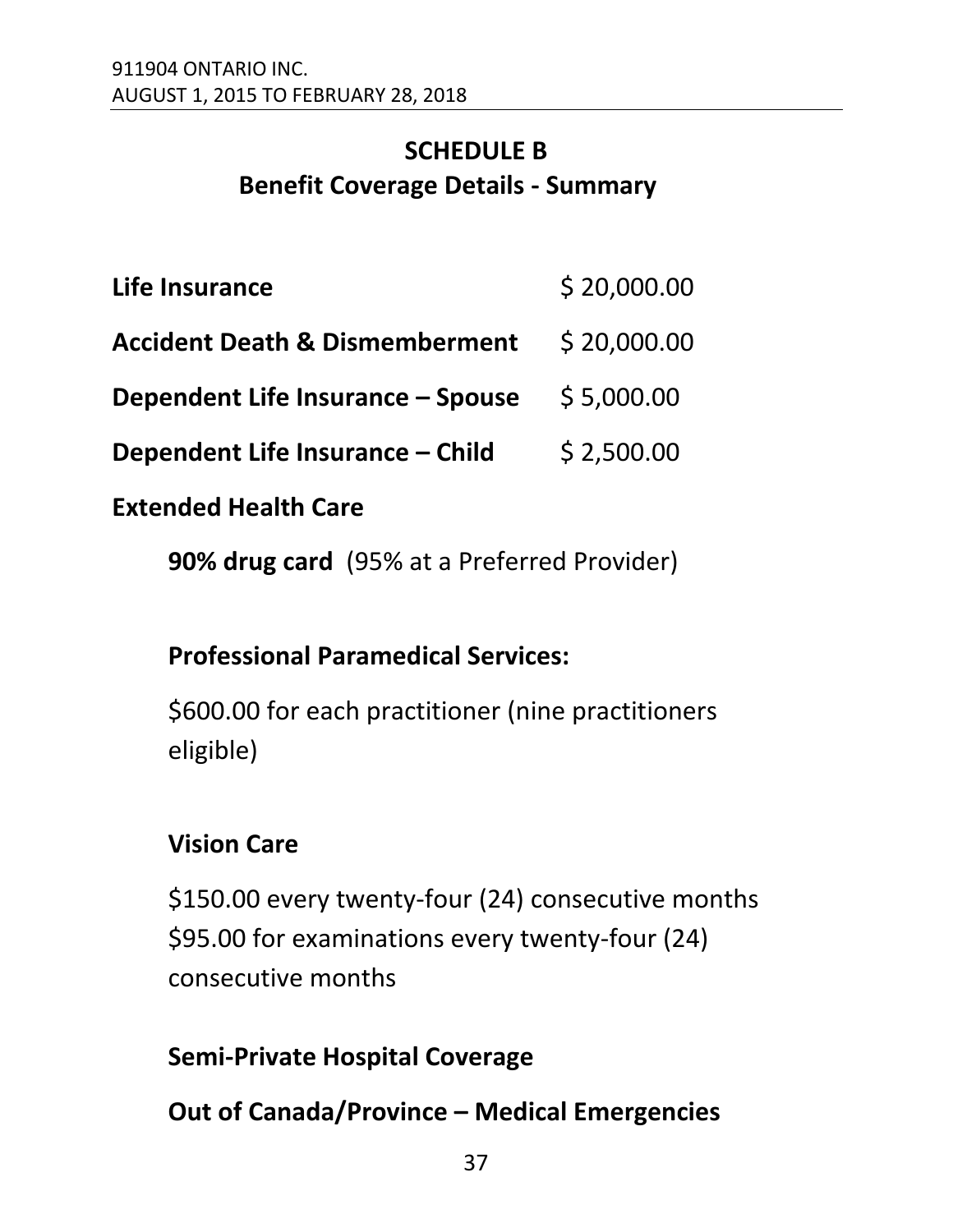## SCHEDULE B
## Benefit Coverage Details - Summary

| | |
|---|---|
| **Life Insurance** | $ 20,000.00 |
| **Accident Death & Dismemberment** | $ 20,000.00 |
| **Dependent Life Insurance – Spouse** | $ 5,000.00 |
| **Dependent Life Insurance – Child** | $ 2,500.00 |

**Extended Health Care**

**90% drug card** (95% at a Preferred Provider)

**Professional Paramedical Services:**

$600.00 for each practitioner (nine practitioners eligible)

**Vision Care**

$150.00 every twenty-four (24) consecutive months
$95.00 for examinations every twenty-four (24) consecutive months

**Semi-Private Hospital Coverage**

**Out of Canada/Province – Medical Emergencies**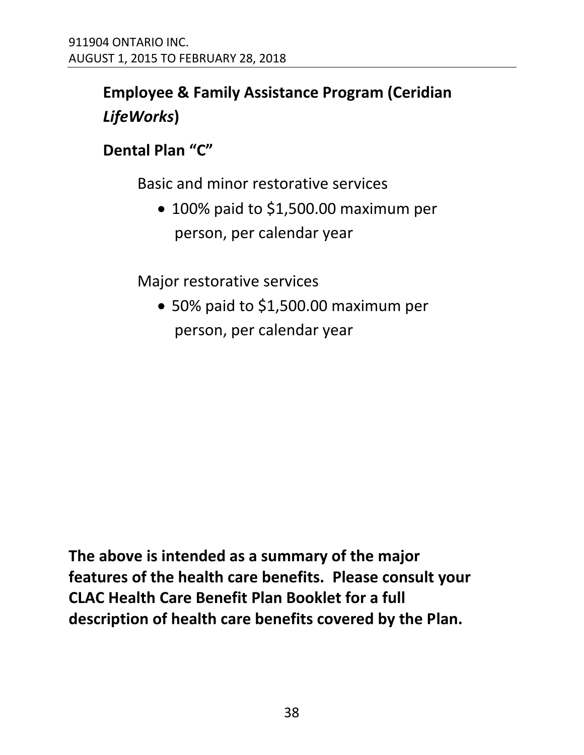**Employee & Family Assistance Program (Ceridian *LifeWorks*)**

**Dental Plan "C"**

Basic and minor restorative services

- 100% paid to $1,500.00 maximum per person, per calendar year

Major restorative services

- 50% paid to $1,500.00 maximum per person, per calendar year

**The above is intended as a summary of the major features of the health care benefits. Please consult your CLAC Health Care Benefit Plan Booklet for a full description of health care benefits covered by the Plan.**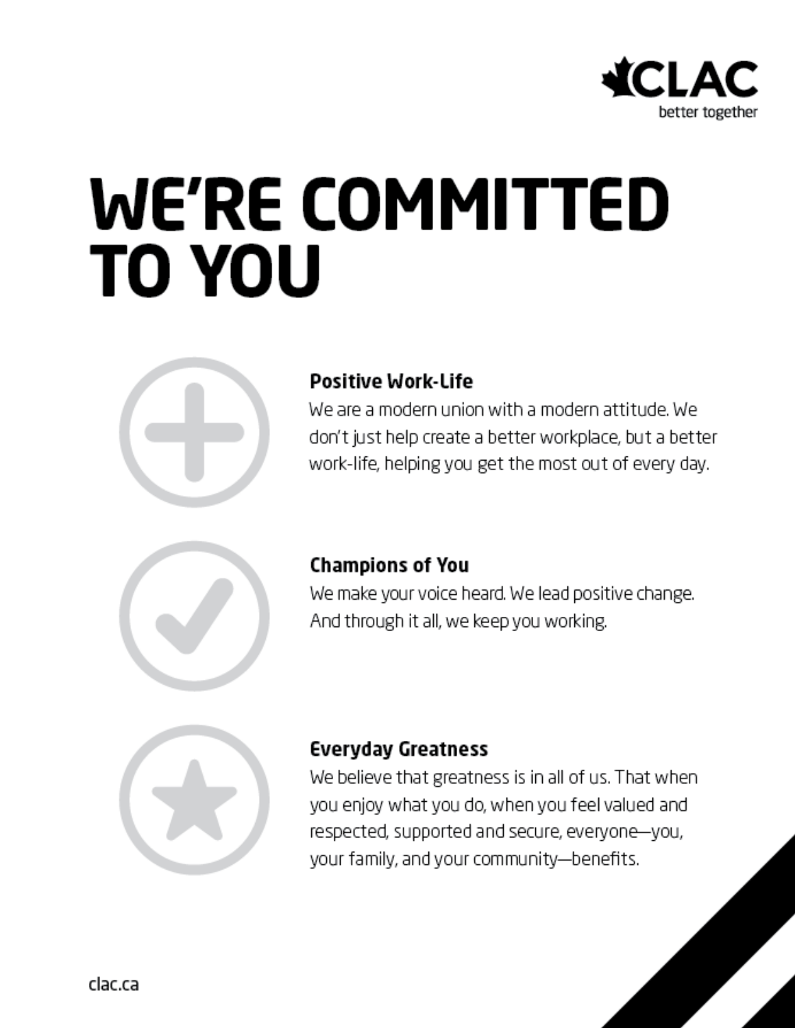CLAC
better together

# WE'RE COMMITTED TO YOU

### Positive Work-Life

We are a modern union with a modern attitude. We don't just help create a better workplace, but a better work-life, helping you get the most out of every day.

### Champions of You

We make your voice heard. We lead positive change. And through it all, we keep you working.

### Everyday Greatness

We believe that greatness is in all of us. That when you enjoy what you do, when you feel valued and respected, supported and secure, everyone—you, your family, and your community—benefits.

clac.ca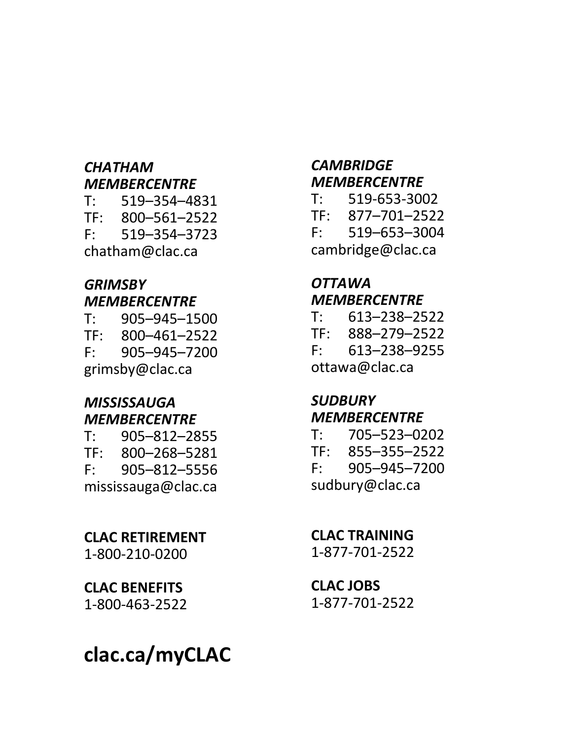***CHATHAM MEMBERCENTRE***

T: 519–354–4831
TF: 800–561–2522
F: 519–354–3723
chatham@clac.ca

***GRIMSBY MEMBERCENTRE***

T: 905–945–1500
TF: 800–461–2522
F: 905–945–7200
grimsby@clac.ca

***MISSISSAUGA MEMBERCENTRE***

T: 905–812–2855
TF: 800–268–5281
F: 905–812–5556
mississauga@clac.ca

***CAMBRIDGE MEMBERCENTRE***

T: 519-653-3002
TF: 877–701–2522
F: 519–653–3004
cambridge@clac.ca

***OTTAWA MEMBERCENTRE***

T: 613–238–2522
TF: 888–279–2522
F: 613–238–9255
ottawa@clac.ca

***SUDBURY MEMBERCENTRE***

T: 705–523–0202
TF: 855–355–2522
F: 905–945–7200
sudbury@clac.ca

**CLAC RETIREMENT**
1-800-210-0200

**CLAC BENEFITS**
1-800-463-2522

**CLAC TRAINING**
1-877-701-2522

**CLAC JOBS**
1-877-701-2522

## clac.ca/myCLAC